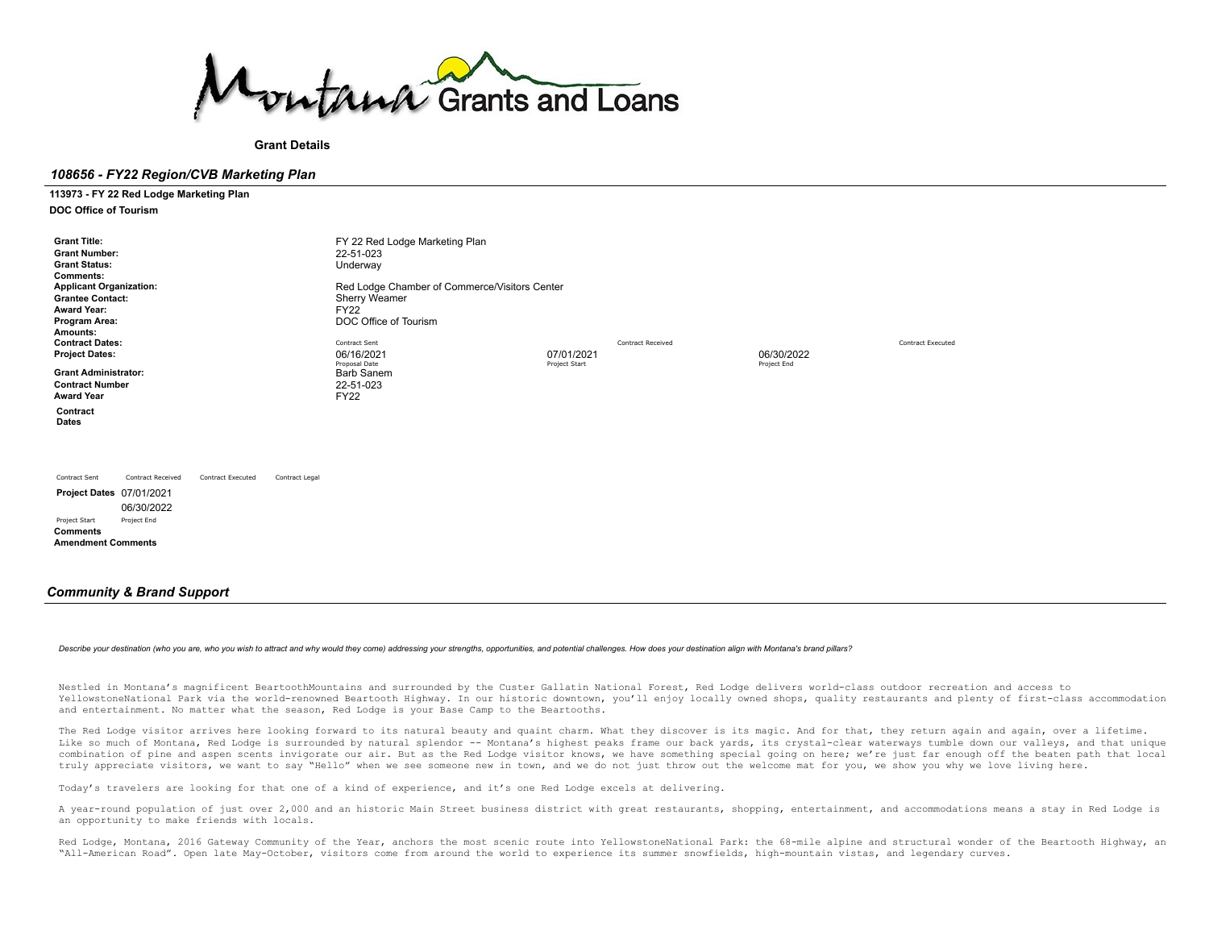Montana Grants and Loans

**Grant Details**

## *108656 - FY22 Region/CVB Marketing Plan*

**113973 - FY 22 Red Lodge Marketing Plan**

**DOC Office of Tourism**

| | | | |
|---|---|---|---|
| **Grant Title:** | FY 22 Red Lodge Marketing Plan | | |
| **Grant Number:** | 22-51-023 | | |
| **Grant Status:** | Underway | | |
| **Comments:** | | | |
| **Applicant Organization:** | Red Lodge Chamber of Commerce/Visitors Center | | |
| **Grantee Contact:** | Sherry Weamer | | |
| **Award Year:** | FY22 | | |
| **Program Area:** | DOC Office of Tourism | | |
| **Amounts:** | | | |
| **Contract Dates:** | Contract Sent | Contract Received | Contract Executed |
| **Project Dates:** | 06/16/2021 (Proposal Date) | 07/01/2021 (Project Start) | 06/30/2022 (Project End) |
| **Grant Administrator:** | Barb Sanem | | |
| **Contract Number** | 22-51-023 | | |
| **Award Year** | FY22 | | |

**Contract Dates**

| Contract Sent | Contract Received | Contract Executed | Contract Legal |
|---|---|---|---|
| | | | |

**Project Dates** 07/01/2021 (Project Start) 06/30/2022 (Project End)

**Comments**

**Amendment Comments**

## *Community & Brand Support*

*Describe your destination (who you are, who you wish to attract and why would they come) addressing your strengths, opportunities, and potential challenges. How does your destination align with Montana's brand pillars?*

Nestled in Montana's magnificent BeartoothMountains and surrounded by the Custer Gallatin National Forest, Red Lodge delivers world-class outdoor recreation and access to YellowstoneNational Park via the world-renowned Beartooth Highway. In our historic downtown, you'll enjoy locally owned shops, quality restaurants and plenty of first-class accommodation and entertainment. No matter what the season, Red Lodge is your Base Camp to the Beartooths.

The Red Lodge visitor arrives here looking forward to its natural beauty and quaint charm. What they discover is its magic. And for that, they return again and again, over a lifetime. Like so much of Montana, Red Lodge is surrounded by natural splendor -- Montana's highest peaks frame our back yards, its crystal-clear waterways tumble down our valleys, and that unique combination of pine and aspen scents invigorate our air. But as the Red Lodge visitor knows, we have something special going on here; we're just far enough off the beaten path that local truly appreciate visitors, we want to say "Hello" when we see someone new in town, and we do not just throw out the welcome mat for you, we show you why we love living here.

Today's travelers are looking for that one of a kind of experience, and it's one Red Lodge excels at delivering.

A year-round population of just over 2,000 and an historic Main Street business district with great restaurants, shopping, entertainment, and accommodations means a stay in Red Lodge is an opportunity to make friends with locals.

Red Lodge, Montana, 2016 Gateway Community of the Year, anchors the most scenic route into YellowstoneNational Park: the 68-mile alpine and structural wonder of the Beartooth Highway, an "All-American Road". Open late May-October, visitors come from around the world to experience its summer snowfields, high-mountain vistas, and legendary curves.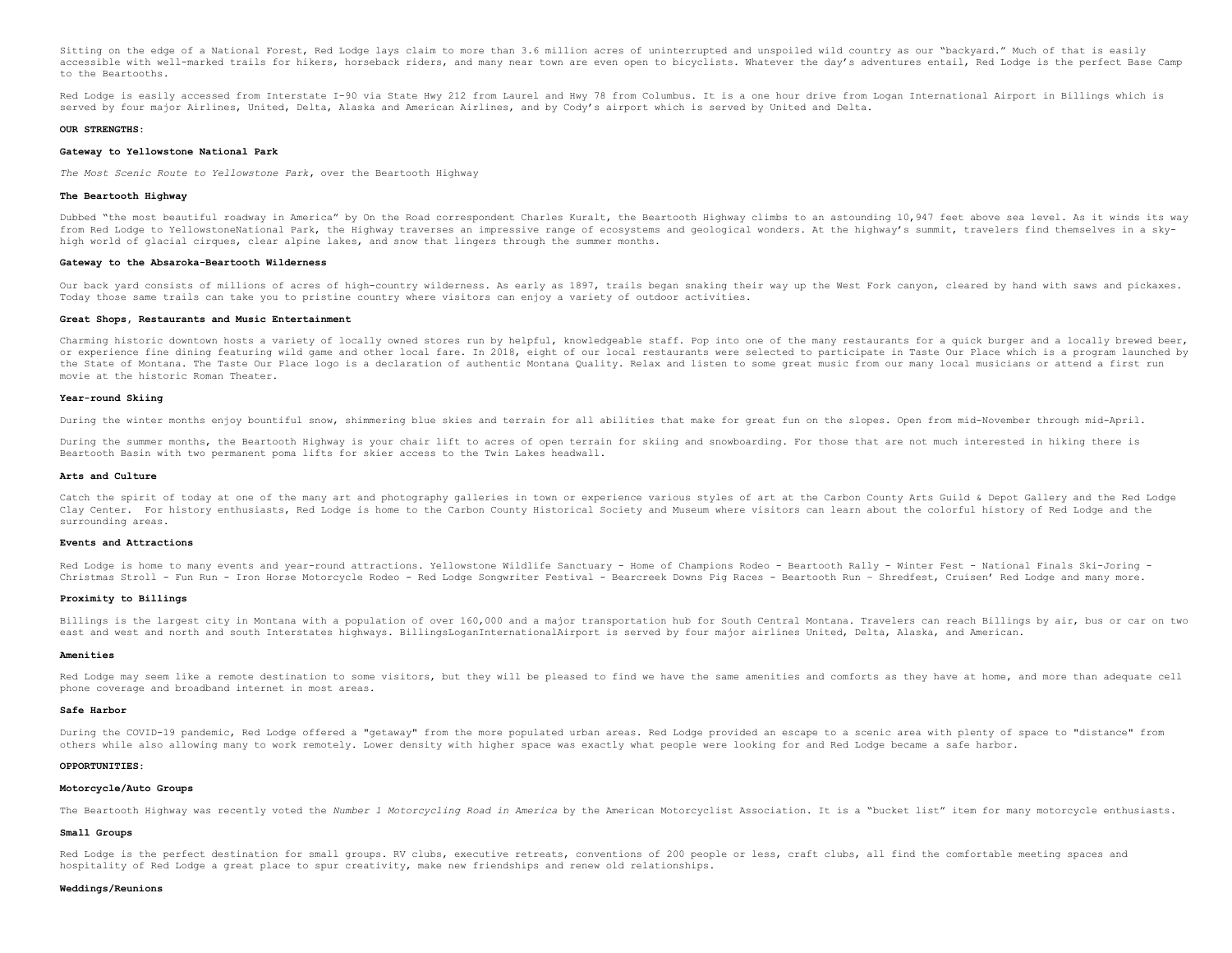Sitting on the edge of a National Forest, Red Lodge lays claim to more than 3.6 million acres of uninterrupted and unspoiled wild country as our "backyard." Much of that is easily accessible with well-marked trails for hikers, horseback riders, and many near town are even open to bicyclists. Whatever the day's adventures entail, Red Lodge is the perfect Base Camp to the Beartooths.

Red Lodge is easily accessed from Interstate I-90 via State Hwy 212 from Laurel and Hwy 78 from Columbus. It is a one hour drive from Logan International Airport in Billings which is served by four major Airlines, United, Delta, Alaska and American Airlines, and by Cody's airport which is served by United and Delta.

**OUR STRENGTHS:**

**Gateway to Yellowstone National Park**

*The Most Scenic Route to Yellowstone Park*, over the Beartooth Highway

**The Beartooth Highway**

Dubbed "the most beautiful roadway in America" by On the Road correspondent Charles Kuralt, the Beartooth Highway climbs to an astounding 10,947 feet above sea level. As it winds its way from Red Lodge to YellowstoneNational Park, the Highway traverses an impressive range of ecosystems and geological wonders. At the highway's summit, travelers find themselves in a sky-high world of glacial cirques, clear alpine lakes, and snow that lingers through the summer months.

**Gateway to the Absaroka-Beartooth Wilderness**

Our back yard consists of millions of acres of high-country wilderness. As early as 1897, trails began snaking their way up the West Fork canyon, cleared by hand with saws and pickaxes. Today those same trails can take you to pristine country where visitors can enjoy a variety of outdoor activities.

**Great Shops, Restaurants and Music Entertainment**

Charming historic downtown hosts a variety of locally owned stores run by helpful, knowledgeable staff. Pop into one of the many restaurants for a quick burger and a locally brewed beer, or experience fine dining featuring wild game and other local fare. In 2018, eight of our local restaurants were selected to participate in Taste Our Place which is a program launched by the State of Montana. The Taste Our Place logo is a declaration of authentic Montana Quality. Relax and listen to some great music from our many local musicians or attend a first run movie at the historic Roman Theater.

**Year-round Skiing**

During the winter months enjoy bountiful snow, shimmering blue skies and terrain for all abilities that make for great fun on the slopes. Open from mid-November through mid-April.

During the summer months, the Beartooth Highway is your chair lift to acres of open terrain for skiing and snowboarding. For those that are not much interested in hiking there is Beartooth Basin with two permanent poma lifts for skier access to the Twin Lakes headwall.

**Arts and Culture**

Catch the spirit of today at one of the many art and photography galleries in town or experience various styles of art at the Carbon County Arts Guild & Depot Gallery and the Red Lodge Clay Center. For history enthusiasts, Red Lodge is home to the Carbon County Historical Society and Museum where visitors can learn about the colorful history of Red Lodge and the surrounding areas.

**Events and Attractions**

Red Lodge is home to many events and year-round attractions. Yellowstone Wildlife Sanctuary - Home of Champions Rodeo - Beartooth Rally - Winter Fest - National Finals Ski-Joring - Christmas Stroll - Fun Run - Iron Horse Motorcycle Rodeo - Red Lodge Songwriter Festival - Bearcreek Downs Pig Races - Beartooth Run – Shredfest, Cruisen' Red Lodge and many more.

**Proximity to Billings**

Billings is the largest city in Montana with a population of over 160,000 and a major transportation hub for South Central Montana. Travelers can reach Billings by air, bus or car on two east and west and north and south Interstates highways. BillingsLoganInternationalAirport is served by four major airlines United, Delta, Alaska, and American.

**Amenities**

Red Lodge may seem like a remote destination to some visitors, but they will be pleased to find we have the same amenities and comforts as they have at home, and more than adequate cell phone coverage and broadband internet in most areas.

**Safe Harbor**

During the COVID-19 pandemic, Red Lodge offered a "getaway" from the more populated urban areas. Red Lodge provided an escape to a scenic area with plenty of space to "distance" from others while also allowing many to work remotely. Lower density with higher space was exactly what people were looking for and Red Lodge became a safe harbor.

**OPPORTUNITIES:**

**Motorcycle/Auto Groups**

The Beartooth Highway was recently voted the *Number 1 Motorcycling Road in America* by the American Motorcyclist Association. It is a "bucket list" item for many motorcycle enthusiasts.

**Small Groups**

Red Lodge is the perfect destination for small groups. RV clubs, executive retreats, conventions of 200 people or less, craft clubs, all find the comfortable meeting spaces and hospitality of Red Lodge a great place to spur creativity, make new friendships and renew old relationships.

**Weddings/Reunions**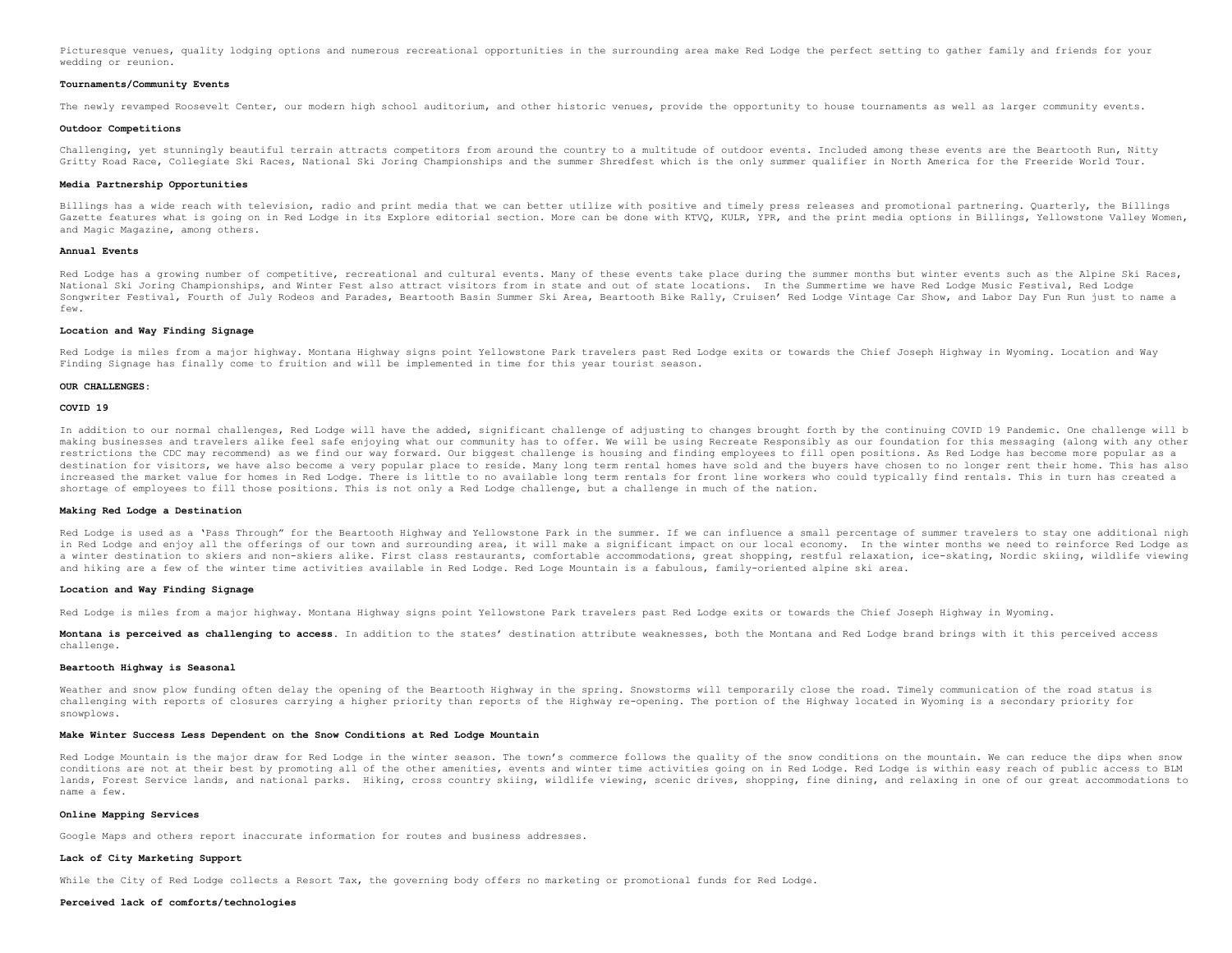Picturesque venues, quality lodging options and numerous recreational opportunities in the surrounding area make Red Lodge the perfect setting to gather family and friends for your wedding or reunion.

**Tournaments/Community Events**

The newly revamped Roosevelt Center, our modern high school auditorium, and other historic venues, provide the opportunity to house tournaments as well as larger community events.

**Outdoor Competitions**

Challenging, yet stunningly beautiful terrain attracts competitors from around the country to a multitude of outdoor events. Included among these events are the Beartooth Run, Nitty Gritty Road Race, Collegiate Ski Races, National Ski Joring Championships and the summer Shredfest which is the only summer qualifier in North America for the Freeride World Tour.

**Media Partnership Opportunities**

Billings has a wide reach with television, radio and print media that we can better utilize with positive and timely press releases and promotional partnering. Quarterly, the Billings Gazette features what is going on in Red Lodge in its Explore editorial section. More can be done with KTVQ, KULR, YPR, and the print media options in Billings, Yellowstone Valley Women, and Magic Magazine, among others.

**Annual Events**

Red Lodge has a growing number of competitive, recreational and cultural events. Many of these events take place during the summer months but winter events such as the Alpine Ski Races, National Ski Joring Championships, and Winter Fest also attract visitors from in state and out of state locations. In the Summertime we have Red Lodge Music Festival, Red Lodge Songwriter Festival, Fourth of July Rodeos and Parades, Beartooth Basin Summer Ski Area, Beartooth Bike Rally, Cruisen' Red Lodge Vintage Car Show, and Labor Day Fun Run just to name a few.

**Location and Way Finding Signage**

Red Lodge is miles from a major highway. Montana Highway signs point Yellowstone Park travelers past Red Lodge exits or towards the Chief Joseph Highway in Wyoming. Location and Way Finding Signage has finally come to fruition and will be implemented in time for this year tourist season.

**OUR CHALLENGES:**

**COVID 19**

In addition to our normal challenges, Red Lodge will have the added, significant challenge of adjusting to changes brought forth by the continuing COVID 19 Pandemic. One challenge will b making businesses and travelers alike feel safe enjoying what our community has to offer. We will be using Recreate Responsibly as our foundation for this messaging (along with any other restrictions the CDC may recommend) as we find our way forward. Our biggest challenge is housing and finding employees to fill open positions. As Red Lodge has become more popular as a destination for visitors, we have also become a very popular place to reside. Many long term rental homes have sold and the buyers have chosen to no longer rent their home. This has also increased the market value for homes in Red Lodge. There is little to no available long term rentals for front line workers who could typically find rentals. This in turn has created a shortage of employees to fill those positions. This is not only a Red Lodge challenge, but a challenge in much of the nation.

**Making Red Lodge a Destination**

Red Lodge is used as a 'Pass Through" for the Beartooth Highway and Yellowstone Park in the summer. If we can influence a small percentage of summer travelers to stay one additional nigh in Red Lodge and enjoy all the offerings of our town and surrounding area, it will make a significant impact on our local economy. In the winter months we need to reinforce Red Lodge as a winter destination to skiers and non-skiers alike. First class restaurants, comfortable accommodations, great shopping, restful relaxation, ice-skating, Nordic skiing, wildlife viewing and hiking are a few of the winter time activities available in Red Lodge. Red Loge Mountain is a fabulous, family-oriented alpine ski area.

**Location and Way Finding Signage**

Red Lodge is miles from a major highway. Montana Highway signs point Yellowstone Park travelers past Red Lodge exits or towards the Chief Joseph Highway in Wyoming.

**Montana is perceived as challenging to access.** In addition to the states' destination attribute weaknesses, both the Montana and Red Lodge brand brings with it this perceived access challenge.

**Beartooth Highway is Seasonal**

Weather and snow plow funding often delay the opening of the Beartooth Highway in the spring. Snowstorms will temporarily close the road. Timely communication of the road status is challenging with reports of closures carrying a higher priority than reports of the Highway re-opening. The portion of the Highway located in Wyoming is a secondary priority for snowplows.

**Make Winter Success Less Dependent on the Snow Conditions at Red Lodge Mountain**

Red Lodge Mountain is the major draw for Red Lodge in the winter season. The town's commerce follows the quality of the snow conditions on the mountain. We can reduce the dips when snow conditions are not at their best by promoting all of the other amenities, events and winter time activities going on in Red Lodge. Red Lodge is within easy reach of public access to BLM lands, Forest Service lands, and national parks. Hiking, cross country skiing, wildlife viewing, scenic drives, shopping, fine dining, and relaxing in one of our great accommodations to name a few.

**Online Mapping Services**

Google Maps and others report inaccurate information for routes and business addresses.

**Lack of City Marketing Support**

While the City of Red Lodge collects a Resort Tax, the governing body offers no marketing or promotional funds for Red Lodge.

**Perceived lack of comforts/technologies**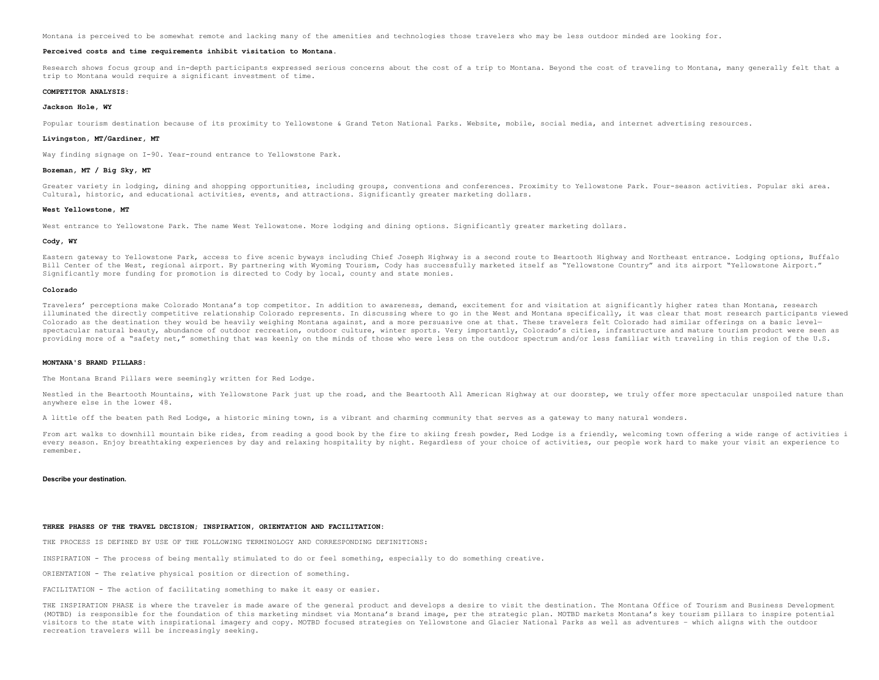Montana is perceived to be somewhat remote and lacking many of the amenities and technologies those travelers who may be less outdoor minded are looking for.

**Perceived costs and time requirements inhibit visitation to Montana.**

Research shows focus group and in-depth participants expressed serious concerns about the cost of a trip to Montana. Beyond the cost of traveling to Montana, many generally felt that a trip to Montana would require a significant investment of time.

**COMPETITOR ANALYSIS:**

**Jackson Hole, WY**

Popular tourism destination because of its proximity to Yellowstone & Grand Teton National Parks. Website, mobile, social media, and internet advertising resources.

**Livingston, MT/Gardiner, MT**

Way finding signage on I-90. Year-round entrance to Yellowstone Park.

**Bozeman, MT / Big Sky, MT**

Greater variety in lodging, dining and shopping opportunities, including groups, conventions and conferences. Proximity to Yellowstone Park. Four-season activities. Popular ski area. Cultural, historic, and educational activities, events, and attractions. Significantly greater marketing dollars.

**West Yellowstone, MT**

West entrance to Yellowstone Park. The name West Yellowstone. More lodging and dining options. Significantly greater marketing dollars.

**Cody, WY**

Eastern gateway to Yellowstone Park, access to five scenic byways including Chief Joseph Highway is a second route to Beartooth Highway and Northeast entrance. Lodging options, Buffalo Bill Center of the West, regional airport. By partnering with Wyoming Tourism, Cody has successfully marketed itself as "Yellowstone Country" and its airport "Yellowstone Airport." Significantly more funding for promotion is directed to Cody by local, county and state monies.

**Colorado**

Travelers' perceptions make Colorado Montana's top competitor. In addition to awareness, demand, excitement for and visitation at significantly higher rates than Montana, research illuminated the directly competitive relationship Colorado represents. In discussing where to go in the West and Montana specifically, it was clear that most research participants viewed Colorado as the destination they would be heavily weighing Montana against, and a more persuasive one at that. These travelers felt Colorado had similar offerings on a basic level—spectacular natural beauty, abundance of outdoor recreation, outdoor culture, winter sports. Very importantly, Colorado's cities, infrastructure and mature tourism product were seen as providing more of a "safety net," something that was keenly on the minds of those who were less on the outdoor spectrum and/or less familiar with traveling in this region of the U.S.

**MONTANA'S BRAND PILLARS:**

The Montana Brand Pillars were seemingly written for Red Lodge.

Nestled in the Beartooth Mountains, with Yellowstone Park just up the road, and the Beartooth All American Highway at our doorstep, we truly offer more spectacular unspoiled nature than anywhere else in the lower 48.

A little off the beaten path Red Lodge, a historic mining town, is a vibrant and charming community that serves as a gateway to many natural wonders.

From art walks to downhill mountain bike rides, from reading a good book by the fire to skiing fresh powder, Red Lodge is a friendly, welcoming town offering a wide range of activities i every season. Enjoy breathtaking experiences by day and relaxing hospitality by night. Regardless of your choice of activities, our people work hard to make your visit an experience to remember.

**Describe your destination.**

**THREE PHASES OF THE TRAVEL DECISION; INSPIRATION, ORIENTATION AND FACILITATION:**

THE PROCESS IS DEFINED BY USE OF THE FOLLOWING TERMINOLOGY AND CORRESPONDING DEFINITIONS:

INSPIRATION - The process of being mentally stimulated to do or feel something, especially to do something creative.

ORIENTATION - The relative physical position or direction of something.

FACILITATION - The action of facilitating something to make it easy or easier.

THE INSPIRATION PHASE is where the traveler is made aware of the general product and develops a desire to visit the destination. The Montana Office of Tourism and Business Development (MOTBD) is responsible for the foundation of this marketing mindset via Montana's brand image, per the strategic plan. MOTBD markets Montana's key tourism pillars to inspire potential visitors to the state with inspirational imagery and copy. MOTBD focused strategies on Yellowstone and Glacier National Parks as well as adventures - which aligns with the outdoor recreation travelers will be increasingly seeking.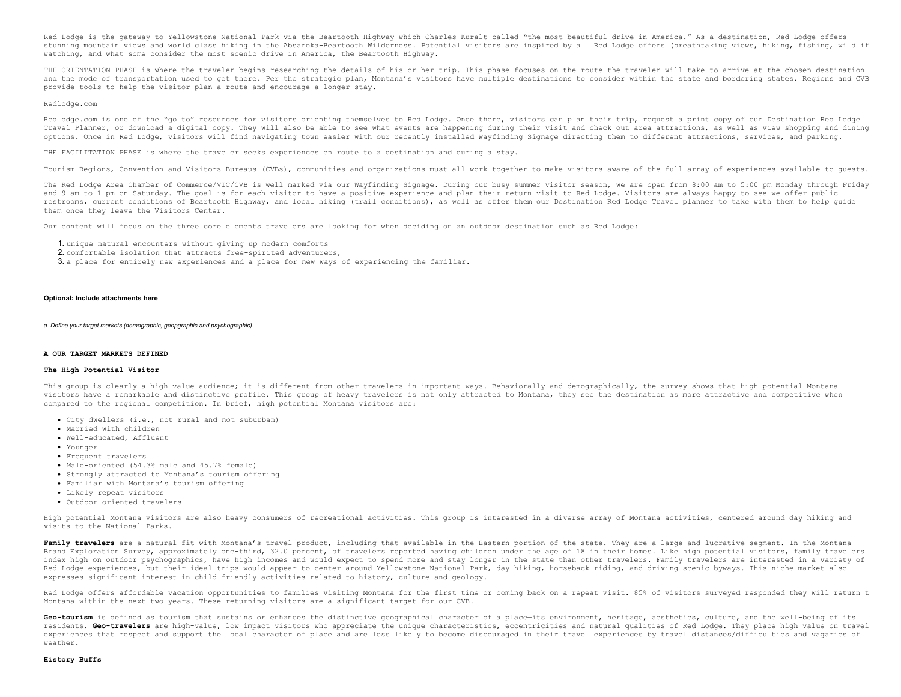Red Lodge is the gateway to Yellowstone National Park via the Beartooth Highway which Charles Kuralt called "the most beautiful drive in America." As a destination, Red Lodge offers stunning mountain views and world class hiking in the Absaroka-Beartooth Wilderness. Potential visitors are inspired by all Red Lodge offers (breathtaking views, hiking, fishing, wildlif watching, and what some consider the most scenic drive in America, the Beartooth Highway.

THE ORIENTATION PHASE is where the traveler begins researching the details of his or her trip. This phase focuses on the route the traveler will take to arrive at the chosen destination and the mode of transportation used to get there. Per the strategic plan, Montana's visitors have multiple destinations to consider within the state and bordering states. Regions and CVB provide tools to help the visitor plan a route and encourage a longer stay.

Redlodge.com

Redlodge.com is one of the "go to" resources for visitors orienting themselves to Red Lodge. Once there, visitors can plan their trip, request a print copy of our Destination Red Lodge Travel Planner, or download a digital copy. They will also be able to see what events are happening during their visit and check out area attractions, as well as view shopping and dining options. Once in Red Lodge, visitors will find navigating town easier with our recently installed Wayfinding Signage directing them to different attractions, services, and parking.

THE FACILITATION PHASE is where the traveler seeks experiences en route to a destination and during a stay.

Tourism Regions, Convention and Visitors Bureaus (CVBs), communities and organizations must all work together to make visitors aware of the full array of experiences available to guests.

The Red Lodge Area Chamber of Commerce/VIC/CVB is well marked via our Wayfinding Signage. During our busy summer visitor season, we are open from 8:00 am to 5:00 pm Monday through Friday and 9 am to 1 pm on Saturday. The goal is for each visitor to have a positive experience and plan their return visit to Red Lodge. Visitors are always happy to see we offer public restrooms, current conditions of Beartooth Highway, and local hiking (trail conditions), as well as offer them our Destination Red Lodge Travel planner to take with them to help guide them once they leave the Visitors Center.

Our content will focus on the three core elements travelers are looking for when deciding on an outdoor destination such as Red Lodge:

1. unique natural encounters without giving up modern comforts
2. comfortable isolation that attracts free-spirited adventurers,
3. a place for entirely new experiences and a place for new ways of experiencing the familiar.

**Optional: Include attachments here**

*a. Define your target markets (demographic, geopgraphic and psychographic).*

**A OUR TARGET MARKETS DEFINED**

**The High Potential Visitor**

This group is clearly a high-value audience; it is different from other travelers in important ways. Behaviorally and demographically, the survey shows that high potential Montana visitors have a remarkable and distinctive profile. This group of heavy travelers is not only attracted to Montana, they see the destination as more attractive and competitive when compared to the regional competition. In brief, high potential Montana visitors are:

- City dwellers (i.e., not rural and not suburban)
- Married with children
- Well-educated, Affluent
- Younger
- Frequent travelers
- Male-oriented (54.3% male and 45.7% female)
- Strongly attracted to Montana's tourism offering
- Familiar with Montana's tourism offering
- Likely repeat visitors
- Outdoor-oriented travelers

High potential Montana visitors are also heavy consumers of recreational activities. This group is interested in a diverse array of Montana activities, centered around day hiking and visits to the National Parks.

**Family travelers** are a natural fit with Montana's travel product, including that available in the Eastern portion of the state. They are a large and lucrative segment. In the Montana Brand Exploration Survey, approximately one-third, 32.0 percent, of travelers reported having children under the age of 18 in their homes. Like high potential visitors, family travelers index high on outdoor psychographics, have high incomes and would expect to spend more and stay longer in the state than other travelers. Family travelers are interested in a variety of Red Lodge experiences, but their ideal trips would appear to center around Yellowstone National Park, day hiking, horseback riding, and driving scenic byways. This niche market also expresses significant interest in child-friendly activities related to history, culture and geology.

Red Lodge offers affordable vacation opportunities to families visiting Montana for the first time or coming back on a repeat visit. 85% of visitors surveyed responded they will return t Montana within the next two years. These returning visitors are a significant target for our CVB.

**Geo-tourism** is defined as tourism that sustains or enhances the distinctive geographical character of a place—its environment, heritage, aesthetics, culture, and the well-being of its residents. **Geo-travelers** are high-value, low impact visitors who appreciate the unique characteristics, eccentricities and natural qualities of Red Lodge. They place high value on travel experiences that respect and support the local character of place and are less likely to become discouraged in their travel experiences by travel distances/difficulties and vagaries of weather.

**History Buffs**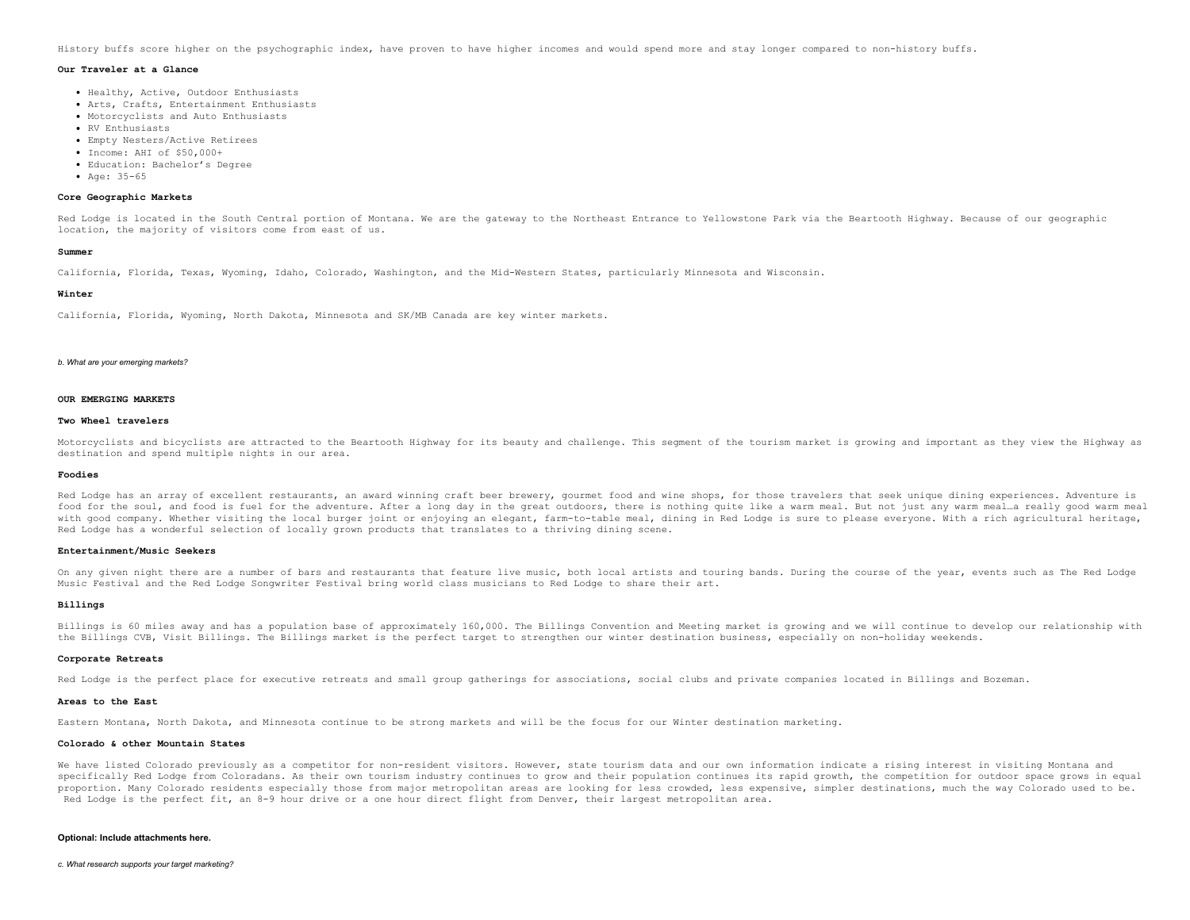History buffs score higher on the psychographic index, have proven to have higher incomes and would spend more and stay longer compared to non-history buffs.

**Our Traveler at a Glance**

- Healthy, Active, Outdoor Enthusiasts
- Arts, Crafts, Entertainment Enthusiasts
- Motorcyclists and Auto Enthusiasts
- RV Enthusiasts
- Empty Nesters/Active Retirees
- Income: AHI of $50,000+
- Education: Bachelor's Degree
- Age: 35-65

**Core Geographic Markets**

Red Lodge is located in the South Central portion of Montana. We are the gateway to the Northeast Entrance to Yellowstone Park via the Beartooth Highway. Because of our geographic location, the majority of visitors come from east of us.

**Summer**

California, Florida, Texas, Wyoming, Idaho, Colorado, Washington, and the Mid-Western States, particularly Minnesota and Wisconsin.

**Winter**

California, Florida, Wyoming, North Dakota, Minnesota and SK/MB Canada are key winter markets.

*b. What are your emerging markets?*

**OUR EMERGING MARKETS**

**Two Wheel travelers**

Motorcyclists and bicyclists are attracted to the Beartooth Highway for its beauty and challenge. This segment of the tourism market is growing and important as they view the Highway as destination and spend multiple nights in our area.

**Foodies**

Red Lodge has an array of excellent restaurants, an award winning craft beer brewery, gourmet food and wine shops, for those travelers that seek unique dining experiences. Adventure is food for the soul, and food is fuel for the adventure. After a long day in the great outdoors, there is nothing quite like a warm meal. But not just any warm meal…a really good warm meal with good company. Whether visiting the local burger joint or enjoying an elegant, farm-to-table meal, dining in Red Lodge is sure to please everyone. With a rich agricultural heritage, Red Lodge has a wonderful selection of locally grown products that translates to a thriving dining scene.

**Entertainment/Music Seekers**

On any given night there are a number of bars and restaurants that feature live music, both local artists and touring bands. During the course of the year, events such as The Red Lodge Music Festival and the Red Lodge Songwriter Festival bring world class musicians to Red Lodge to share their art.

**Billings**

Billings is 60 miles away and has a population base of approximately 160,000. The Billings Convention and Meeting market is growing and we will continue to develop our relationship with the Billings CVB, Visit Billings. The Billings market is the perfect target to strengthen our winter destination business, especially on non-holiday weekends.

**Corporate Retreats**

Red Lodge is the perfect place for executive retreats and small group gatherings for associations, social clubs and private companies located in Billings and Bozeman.

**Areas to the East**

Eastern Montana, North Dakota, and Minnesota continue to be strong markets and will be the focus for our Winter destination marketing.

**Colorado & other Mountain States**

We have listed Colorado previously as a competitor for non-resident visitors. However, state tourism data and our own information indicate a rising interest in visiting Montana and specifically Red Lodge from Coloradans. As their own tourism industry continues to grow and their population continues its rapid growth, the competition for outdoor space grows in equal proportion. Many Colorado residents especially those from major metropolitan areas are looking for less crowded, less expensive, simpler destinations, much the way Colorado used to be. Red Lodge is the perfect fit, an 8-9 hour drive or a one hour direct flight from Denver, their largest metropolitan area.

**Optional: Include attachments here.**

*c. What research supports your target marketing?*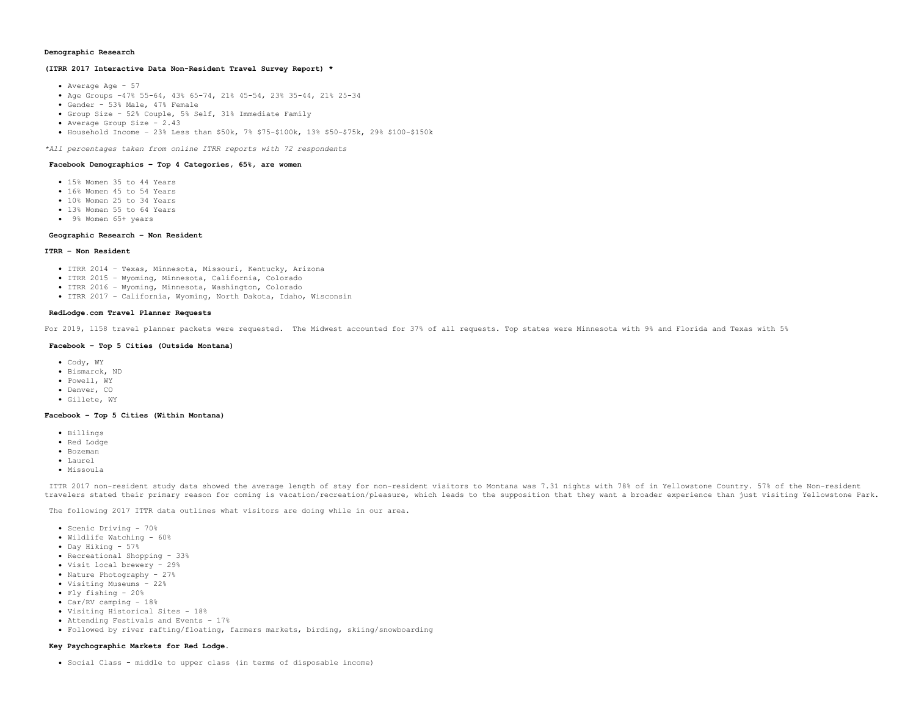**Demographic Research**

**(ITRR 2017 Interactive Data Non-Resident Travel Survey Report) \***

- Average Age - 57
- Age Groups –47% 55-64, 43% 65-74, 21% 45-54, 23% 35-44, 21% 25-34
- Gender - 53% Male, 47% Female
- Group Size - 52% Couple, 5% Self, 31% Immediate Family
- Average Group Size - 2.43
- Household Income – 23% Less than $50k, 7% $75-$100k, 13% $50-$75k, 29% $100-$150k

*\*All percentages taken from online ITRR reports with 72 respondents*

**Facebook Demographics – Top 4 Categories, 65%, are women**

- 15% Women 35 to 44 Years
- 16% Women 45 to 54 Years
- 10% Women 25 to 34 Years
- 13% Women 55 to 64 Years
- 9% Women 65+ years

**Geographic Research – Non Resident**

**ITRR – Non Resident**

- ITRR 2014 – Texas, Minnesota, Missouri, Kentucky, Arizona
- ITRR 2015 – Wyoming, Minnesota, California, Colorado
- ITRR 2016 – Wyoming, Minnesota, Washington, Colorado
- ITRR 2017 – California, Wyoming, North Dakota, Idaho, Wisconsin

**RedLodge.com Travel Planner Requests**

For 2019, 1158 travel planner packets were requested. The Midwest accounted for 37% of all requests. Top states were Minnesota with 9% and Florida and Texas with 5%

**Facebook – Top 5 Cities (Outside Montana)**

- Cody, WY
- Bismarck, ND
- Powell, WY
- Denver, CO
- Gillete, WY

**Facebook – Top 5 Cities (Within Montana)**

- Billings
- Red Lodge
- Bozeman
- Laurel
- Missoula

ITTR 2017 non-resident study data showed the average length of stay for non-resident visitors to Montana was 7.31 nights with 78% of in Yellowstone Country. 57% of the Non-resident travelers stated their primary reason for coming is vacation/recreation/pleasure, which leads to the supposition that they want a broader experience than just visiting Yellowstone Park.

The following 2017 ITTR data outlines what visitors are doing while in our area.

- Scenic Driving – 70%
- Wildlife Watching - 60%
- Day Hiking – 57%
- Recreational Shopping – 33%
- Visit local brewery – 29%
- Nature Photography – 27%
- Visiting Museums – 22%
- Fly fishing – 20%
- Car/RV camping – 18%
- Visiting Historical Sites – 18%
- Attending Festivals and Events – 17%
- Followed by river rafting/floating, farmers markets, birding, skiing/snowboarding

**Key Psychographic Markets for Red Lodge.**

- Social Class - middle to upper class (in terms of disposable income)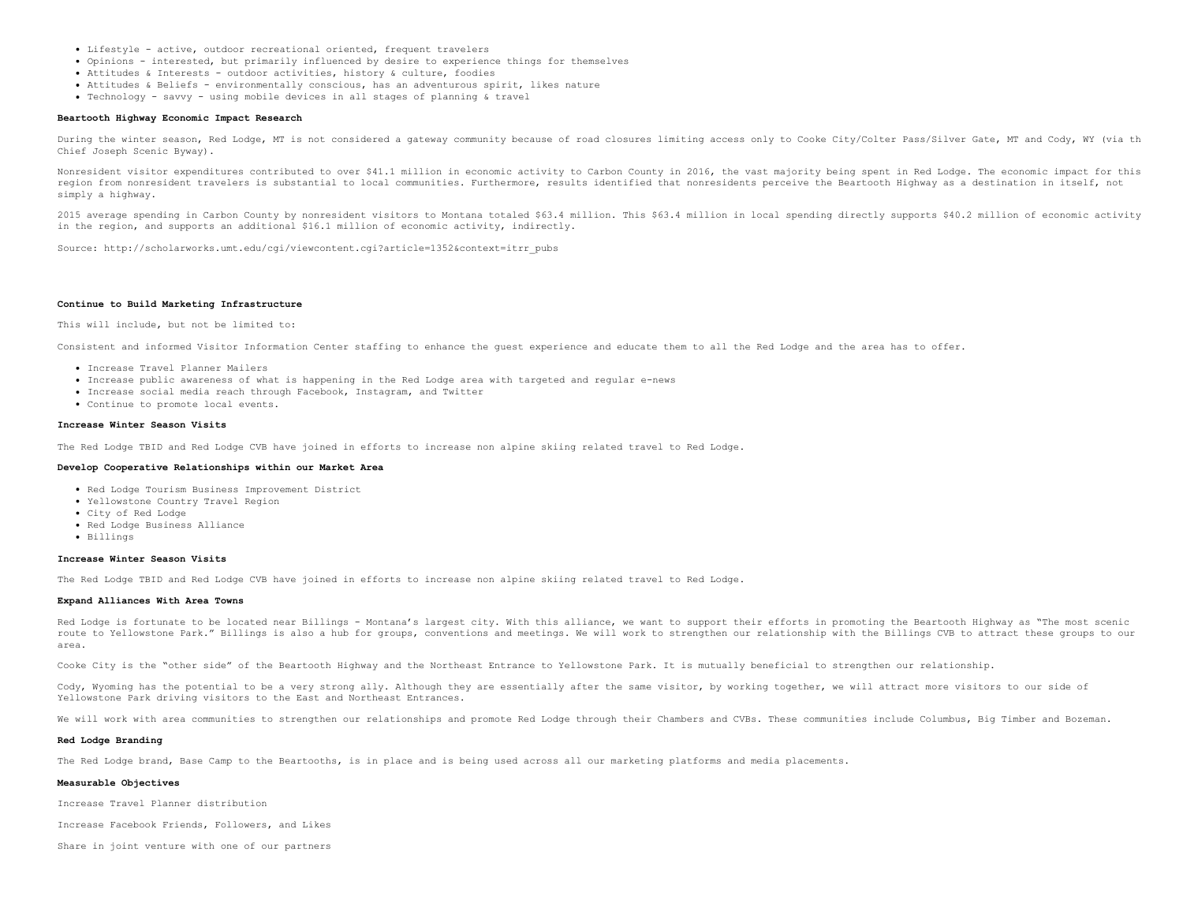- Lifestyle - active, outdoor recreational oriented, frequent travelers
- Opinions - interested, but primarily influenced by desire to experience things for themselves
- Attitudes & Interests - outdoor activities, history & culture, foodies
- Attitudes & Beliefs - environmentally conscious, has an adventurous spirit, likes nature
- Technology - savvy - using mobile devices in all stages of planning & travel

**Beartooth Highway Economic Impact Research**

During the winter season, Red Lodge, MT is not considered a gateway community because of road closures limiting access only to Cooke City/Colter Pass/Silver Gate, MT and Cody, WY (via th Chief Joseph Scenic Byway).

Nonresident visitor expenditures contributed to over $41.1 million in economic activity to Carbon County in 2016, the vast majority being spent in Red Lodge. The economic impact for this region from nonresident travelers is substantial to local communities. Furthermore, results identified that nonresidents perceive the Beartooth Highway as a destination in itself, not simply a highway.

2015 average spending in Carbon County by nonresident visitors to Montana totaled $63.4 million. This $63.4 million in local spending directly supports $40.2 million of economic activity in the region, and supports an additional $16.1 million of economic activity, indirectly.

Source: http://scholarworks.umt.edu/cgi/viewcontent.cgi?article=1352&context=itrr_pubs

**Continue to Build Marketing Infrastructure**

This will include, but not be limited to:

Consistent and informed Visitor Information Center staffing to enhance the guest experience and educate them to all the Red Lodge and the area has to offer.

- Increase Travel Planner Mailers
- Increase public awareness of what is happening in the Red Lodge area with targeted and regular e-news
- Increase social media reach through Facebook, Instagram, and Twitter
- Continue to promote local events.

**Increase Winter Season Visits**

The Red Lodge TBID and Red Lodge CVB have joined in efforts to increase non alpine skiing related travel to Red Lodge.

**Develop Cooperative Relationships within our Market Area**

- Red Lodge Tourism Business Improvement District
- Yellowstone Country Travel Region
- City of Red Lodge
- Red Lodge Business Alliance
- Billings

**Increase Winter Season Visits**

The Red Lodge TBID and Red Lodge CVB have joined in efforts to increase non alpine skiing related travel to Red Lodge.

**Expand Alliances With Area Towns**

Red Lodge is fortunate to be located near Billings - Montana's largest city. With this alliance, we want to support their efforts in promoting the Beartooth Highway as "The most scenic route to Yellowstone Park." Billings is also a hub for groups, conventions and meetings. We will work to strengthen our relationship with the Billings CVB to attract these groups to our area.

Cooke City is the "other side" of the Beartooth Highway and the Northeast Entrance to Yellowstone Park. It is mutually beneficial to strengthen our relationship.

Cody, Wyoming has the potential to be a very strong ally. Although they are essentially after the same visitor, by working together, we will attract more visitors to our side of Yellowstone Park driving visitors to the East and Northeast Entrances.

We will work with area communities to strengthen our relationships and promote Red Lodge through their Chambers and CVBs. These communities include Columbus, Big Timber and Bozeman.

**Red Lodge Branding**

The Red Lodge brand, Base Camp to the Beartooths, is in place and is being used across all our marketing platforms and media placements.

**Measurable Objectives**

Increase Travel Planner distribution

Increase Facebook Friends, Followers, and Likes

Share in joint venture with one of our partners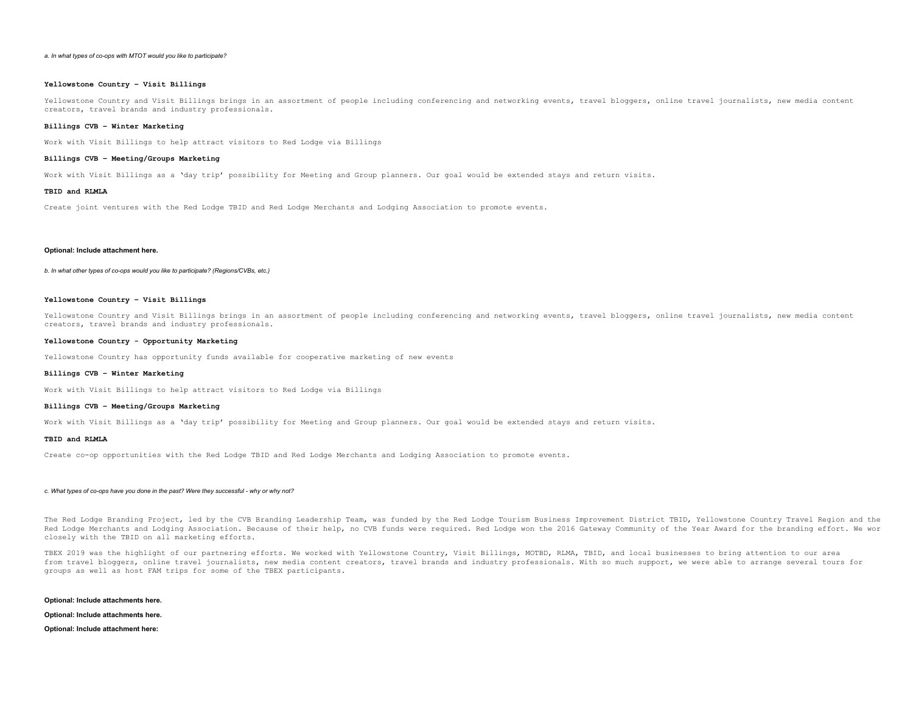*a. In what types of co-ops with MTOT would you like to participate?*

**Yellowstone Country - Visit Billings**

Yellowstone Country and Visit Billings brings in an assortment of people including conferencing and networking events, travel bloggers, online travel journalists, new media content creators, travel brands and industry professionals.

**Billings CVB - Winter Marketing**

Work with Visit Billings to help attract visitors to Red Lodge via Billings

**Billings CVB - Meeting/Groups Marketing**

Work with Visit Billings as a 'day trip' possibility for Meeting and Group planners. Our goal would be extended stays and return visits.

**TBID and RLMLA**

Create joint ventures with the Red Lodge TBID and Red Lodge Merchants and Lodging Association to promote events.

**Optional: Include attachment here.**

*b. In what other types of co-ops would you like to participate? (Regions/CVBs, etc.)*

**Yellowstone Country - Visit Billings**

Yellowstone Country and Visit Billings brings in an assortment of people including conferencing and networking events, travel bloggers, online travel journalists, new media content creators, travel brands and industry professionals.

**Yellowstone Country - Opportunity Marketing**

Yellowstone Country has opportunity funds available for cooperative marketing of new events

**Billings CVB - Winter Marketing**

Work with Visit Billings to help attract visitors to Red Lodge via Billings

**Billings CVB - Meeting/Groups Marketing**

Work with Visit Billings as a 'day trip' possibility for Meeting and Group planners. Our goal would be extended stays and return visits.

**TBID and RLMLA**

Create co-op opportunities with the Red Lodge TBID and Red Lodge Merchants and Lodging Association to promote events.

*c. What types of co-ops have you done in the past? Were they successful - why or why not?*

The Red Lodge Branding Project, led by the CVB Branding Leadership Team, was funded by the Red Lodge Tourism Business Improvement District TBID, Yellowstone Country Travel Region and the Red Lodge Merchants and Lodging Association. Because of their help, no CVB funds were required. Red Lodge won the 2016 Gateway Community of the Year Award for the branding effort. We wor closely with the TBID on all marketing efforts.

TBEX 2019 was the highlight of our partnering efforts. We worked with Yellowstone Country, Visit Billings, MOTBD, RLMA, TBID, and local businesses to bring attention to our area from travel bloggers, online travel journalists, new media content creators, travel brands and industry professionals. With so much support, we were able to arrange several tours for groups as well as host FAM trips for some of the TBEX participants.

**Optional: Include attachments here.**

**Optional: Include attachments here.**

**Optional: Include attachment here:**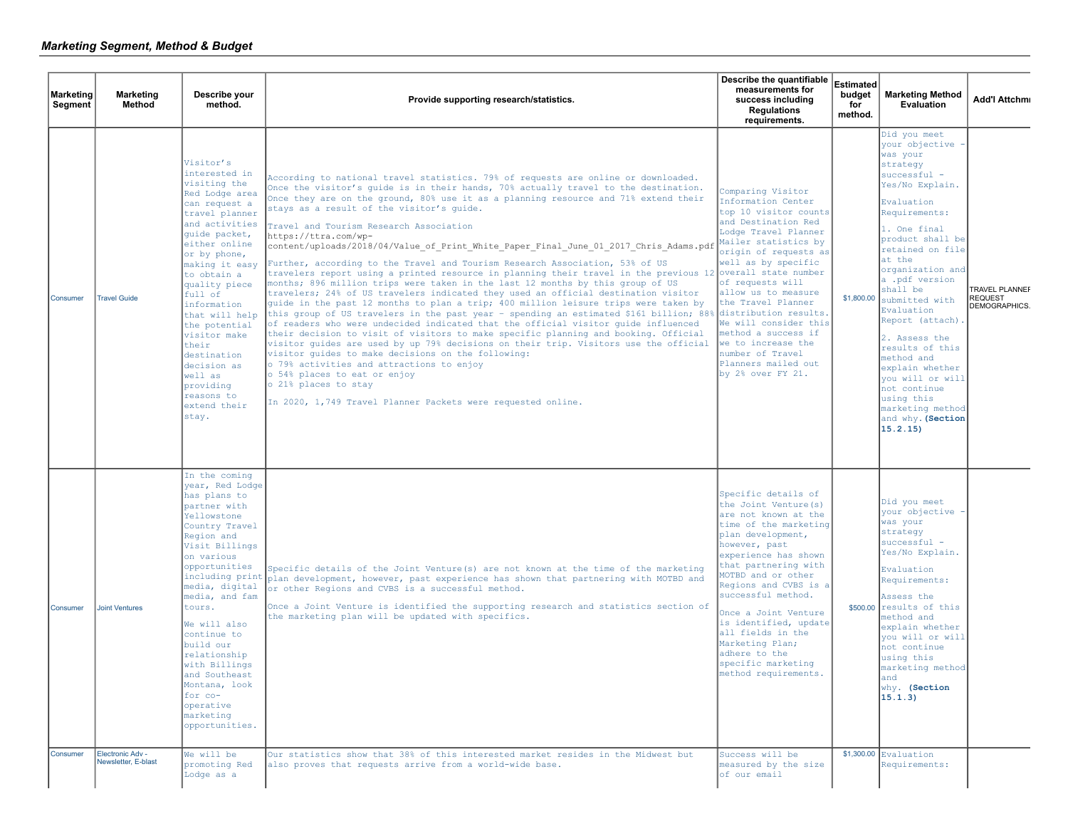## *Marketing Segment, Method & Budget*

| Marketing Segment | Marketing Method | Describe your method. | Provide supporting research/statistics. | Describe the quantifiable measurements for success including Regulations requirements. | Estimated budget for method. | Marketing Method Evaluation | Add'l Attchmt |
|---|---|---|---|---|---|---|---|
| Consumer | Travel Guide | Visitor's interested in visiting the Red Lodge area can request a travel planner and activities guide packet, either online or by phone, making it easy to obtain a quality piece full of information that will help the potential visitor make their destination decision as well as providing reasons to extend their stay. | According to national travel statistics. 79% of requests are online or downloaded. Once the visitor's guide is in their hands, 70% actually travel to the destination. Once they are on the ground, 80% use it as a planning resource and 71% extend their stays as a result of the visitor's guide.<br><br>Travel and Tourism Research Association<br>https://ttra.com/wp-content/uploads/2018/04/Value_of_Print_White_Paper_Final_June_01_2017_Chris_Adams.pdf<br><br>Further, according to the Travel and Tourism Research Association, 53% of US travelers report using a printed resource in planning their travel in the previous 12 months; 896 million trips were taken in the last 12 months by this group of US travelers; 24% of US travelers indicated they used an official destination visitor guide in the past 12 months to plan a trip; 400 million leisure trips were taken by this group of US travelers in the past year - spending an estimated $161 billion; 88% of readers who were undecided indicated that the official visitor guide influenced their decision to visit of visitors to make specific planning and booking. Official visitor guides are used by up 79% decisions on their trip. Visitors use the official visitor guides to make decisions on the following:<br>o 79% activities and attractions to enjoy<br>o 54% places to eat or enjoy<br>o 21% places to stay<br><br>In 2020, 1,749 Travel Planner Packets were requested online. | Comparing Visitor Information Center top 10 visitor counts and Destination Red Lodge Travel Planner Mailer statistics by origin of requests as well as by specific overall state number of requests will allow us to measure the Travel Planner distribution results. We will consider this method a success if we to increase the number of Travel Planners mailed out by 2% over FY 21. | $1,800.00 | Did you meet your objective - was your strategy successful - Yes/No Explain.<br><br>Evaluation Requirements:<br><br>1. One final product shall be retained on file at the organization and a .pdf version shall be submitted with Evaluation Report (attach).<br><br>2. Assess the results of this method and explain whether you will or will not continue using this marketing method and why. **(Section 15.2.15)** | TRAVEL PLANNER REQUEST DEMOGRAPHICS. |
| Consumer | Joint Ventures | In the coming year, Red Lodge has plans to partner with Yellowstone Country Travel Region and Visit Billings on various opportunities including print media, digital media, and fam tours.<br><br>We will also continue to build our relationship with Billings and Southeast Montana, look for co-operative marketing opportunities. | Specific details of the Joint Venture(s) are not known at the time of the marketing plan development, however, past experience has shown that partnering with MOTBD and or other Regions and CVBS is a successful method.<br><br>Once a Joint Venture is identified the supporting research and statistics section of the marketing plan will be updated with specifics. | Specific details of the Joint Venture(s) are not known at the time of the marketing plan development, however, past experience has shown that partnering with MOTBD and or other Regions and CVBS is a successful method.<br><br>Once a Joint Venture is identified, update all fields in the Marketing Plan; adhere to the specific marketing method requirements. | $500.00 | Did you meet your objective - was your strategy successful - Yes/No Explain.<br><br>Evaluation Requirements:<br><br>Assess the results of this method and explain whether you will or will not continue using this marketing method and why. **(Section 15.1.3)** | |
| Consumer | Electronic Adv - Newsletter, E-blast | We will be promoting Red Lodge as a | Our statistics show that 38% of this interested market resides in the Midwest but also proves that requests arrive from a world-wide base. | Success will be measured by the size of our email | $1,300.00 | Evaluation Requirements: | |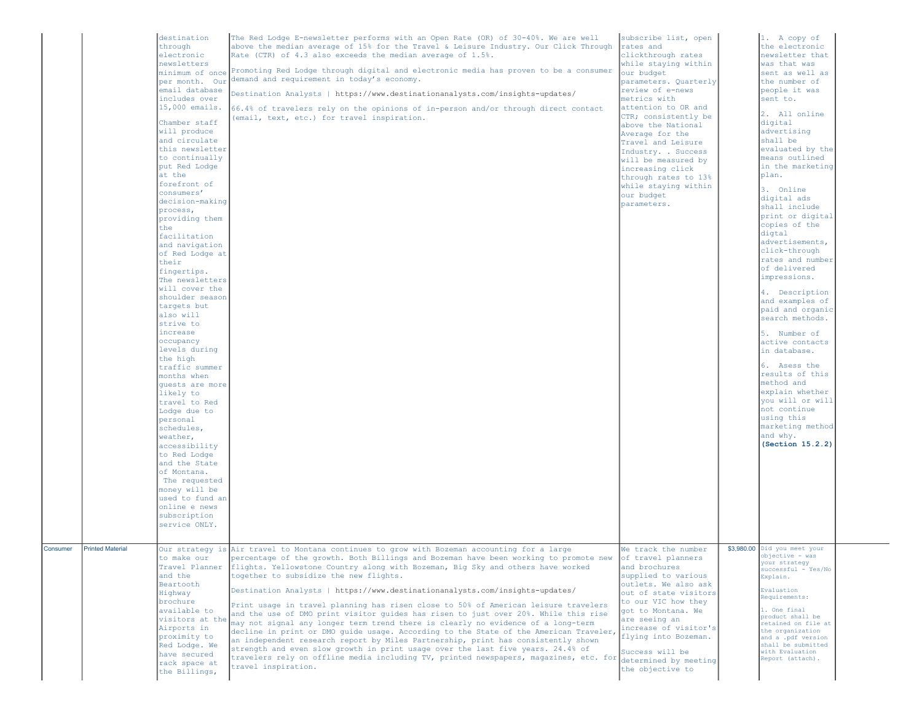| | | | | | | | |
|---|---|---|---|---|---|---|---|
| | | destination through electronic newsletters minimum of once per month. Our email database includes over 15,000 emails.<br><br>Chamber staff will produce and circulate this newsletter to continually put Red Lodge at the forefront of consumers' decision-making process, providing them the facilitation and navigation of Red Lodge at their fingertips. The newsletters will cover the shoulder season targets but also will strive to increase occupancy levels during the high traffic summer months when guests are more likely to travel to Red Lodge due to personal schedules, weather, accessibility to Red Lodge and the State of Montana. The requested money will be used to fund an online e news subscription service ONLY. | The Red Lodge E-newsletter performs with an Open Rate (OR) of 30-40%. We are well above the median average of 15% for the Travel & Leisure Industry. Our Click Through Rate (CTR) of 4.3 also exceeds the median average of 1.5%.<br><br>Promoting Red Lodge through digital and electronic media has proven to be a consumer demand and requirement in today's economy.<br><br>Destination Analysts \| https://www.destinationanalysts.com/insights-updates/<br><br>66.4% of travelers rely on the opinions of in-person and/or through direct contact (email, text, etc.) for travel inspiration. | subscribe list, open rates and clickthrough rates while staying within our budget parameters. Quarterly review of e-news metrics with attention to OR and CTR; consistently be above the National Average for the Travel and Leisure Industry. . Success will be measured by increasing click through rates to 13% while staying within our budget parameters. | | 1. A copy of the electronic newsletter that was that was sent as well as the number of people it was sent to.<br><br>2. All online digital advertising shall be evaluated by the means outlined in the marketing plan.<br><br>3. Online digital ads shall include print or digital copies of the digtal advertisements, click-through rates and number of delivered impressions.<br><br>4. Description and examples of paid and organic search methods.<br><br>5. Number of active contacts in database.<br><br>6. Asess the results of this method and explain whether you will or will not continue using this marketing method and why. **(Section 15.2.2)** | |
| Consumer | Printed Material | Our strategy is to make our Travel Planner and the Beartooth Highway brochure available to visitors at the Airports in proximity to Red Lodge. We have secured rack space at the Billings, | Air travel to Montana continues to grow with Bozeman accounting for a large percentage of the growth. Both Billings and Bozeman have been working to promote new flights. Yellowstone Country along with Bozeman, Big Sky and others have worked together to subsidize the new flights.<br><br>Destination Analysts \| https://www.destinationanalysts.com/insights-updates/<br><br>Print usage in travel planning has risen close to 50% of American leisure travelers and the use of DMO print visitor guides has risen to just over 20%. While this rise may not signal any longer term trend there is clearly no evidence of a long-term decline in print or DMO guide usage. According to the State of the American Traveler, an independent research report by Miles Partnership, print has consistently shown strength and even slow growth in print usage over the last five years. 24.4% of travelers rely on offline media including TV, printed newspapers, magazines, etc. for travel inspiration. | We track the number of travel planners and brochures supplied to various outlets. We also ask out of state visitors to our VIC how they got to Montana. We are seeing an increase of visitor's flying into Bozeman.<br><br>Success will be determined by meeting the objective to | $3,980.00 | Did you meet your objective - was your strategy successful - Yes/No Explain.<br><br>Evaluation Requirements:<br><br>1. One final product shall be retained on file at the organization and a .pdf version shall be submitted with Evaluation Report (attach). | |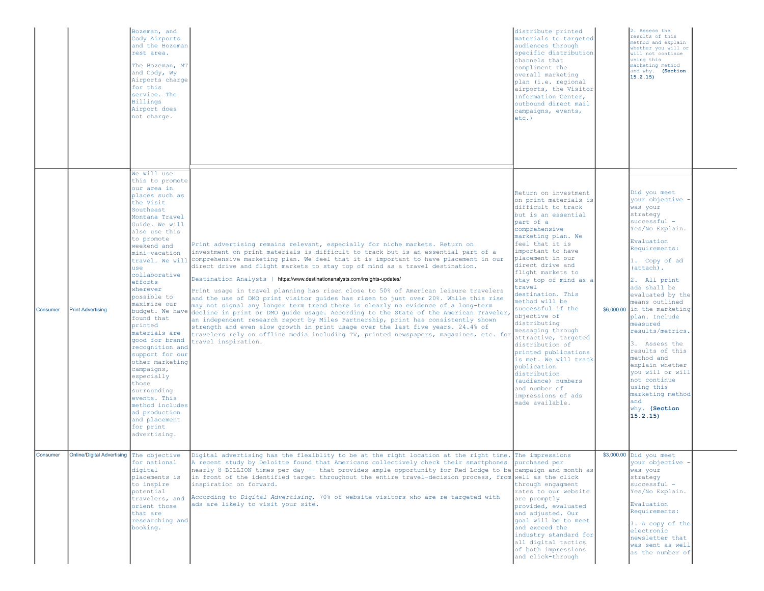| | | | | | | | |
|---|---|---|---|---|---|---|---|
| | | Bozeman, and Cody Airports and the Bozeman rest area.<br><br>The Bozeman, MT and Cody, Wy Airports charge for this service. The Billings Airport does not charge. | | distribute printed materials to targeted audiences through specific distribution channels that compliment the overall marketing plan (i.e. regional airports, the Visitor Information Center, outbound direct mail campaigns, events, etc.) | | 2. Assess the results of this method and explain whether you will or will not continue using this marketing method and why. **(Section 15.2.15)** | |
| Consumer | Print Advertising | We will use this to promote our area in places such as the Visit Southeast Montana Travel Guide. We will also use this to promote weekend and mini-vacation travel. We will use collaborative efforts wherever possible to maximize our budget. We have found that printed materials are good for brand recognition and support for our other marketing campaigns, especially those surrounding events. This method includes ad production and placement for print advertising. | Print advertising remains relevant, especially for niche markets. Return on investment on print materials is difficult to track but is an essential part of a comprehensive marketing plan. We feel that it is important to have placement in our direct drive and flight markets to stay top of mind as a travel destination.<br><br>Destination Analysts \| https://www.destinationanalysts.com/insights-updates/<br><br>Print usage in travel planning has risen close to 50% of American leisure travelers and the use of DMO print visitor guides has risen to just over 20%. While this rise may not signal any longer term trend there is clearly no evidence of a long-term decline in print or DMO guide usage. According to the State of the American Traveler, an independent research report by Miles Partnership, print has consistently shown strength and even slow growth in print usage over the last five years. 24.4% of travelers rely on offline media including TV, printed newspapers, magazines, etc. for travel inspiration. | Return on investment on print materials is difficult to track but is an essential part of a comprehensive marketing plan. We feel that it is important to have placement in our direct drive and flight markets to stay top of mind as a travel destination. This method will be successful if the objective of distributing messaging through attractive, targeted distribution of printed publications is met. We will track publication distribution (audience) numbers and number of impressions of ads made available. | $6,000.00 | Did you meet your objective - was your strategy successful - Yes/No Explain.<br><br>Evaluation Requirements:<br><br>1. Copy of ad (attach).<br><br>2. All print ads shall be evaluated by the means outlined in the marketing plan. Include measured results/metrics.<br><br>3. Assess the results of this method and explain whether you will or will not continue using this marketing method and why. **(Section 15.2.15)** | |
| Consumer | Online/Digital Advertising | The objective for national digital placements is to inspire potential travelers, and orient those that are researching and booking. | Digital advertising has the flexiblity to be at the right location at the right time. A recent study by Deloitte found that Americans collectively check their smartphones nearly 8 BILLION times per day -- that provides ample opportunity for Red Lodge to be in front of the identified target throughout the entire travel-decision process, from inspiration on forward.<br><br>According to *Digital Advertising*, 70% of website visitors who are re-targeted with ads are likely to visit your site. | The impressions purchased per campaign and month as well as the click through engagment rates to our website are promptly provided, evaluated and adjusted. Our goal will be to meet and exceed the industry standard for all digital tactics of both impressions and click-through | $3,000.00 | Did you meet your objective - was your strategy successful - Yes/No Explain.<br><br>Evaluation Requirements:<br><br>1. A copy of the electronic newsletter that was sent as well as the number of | |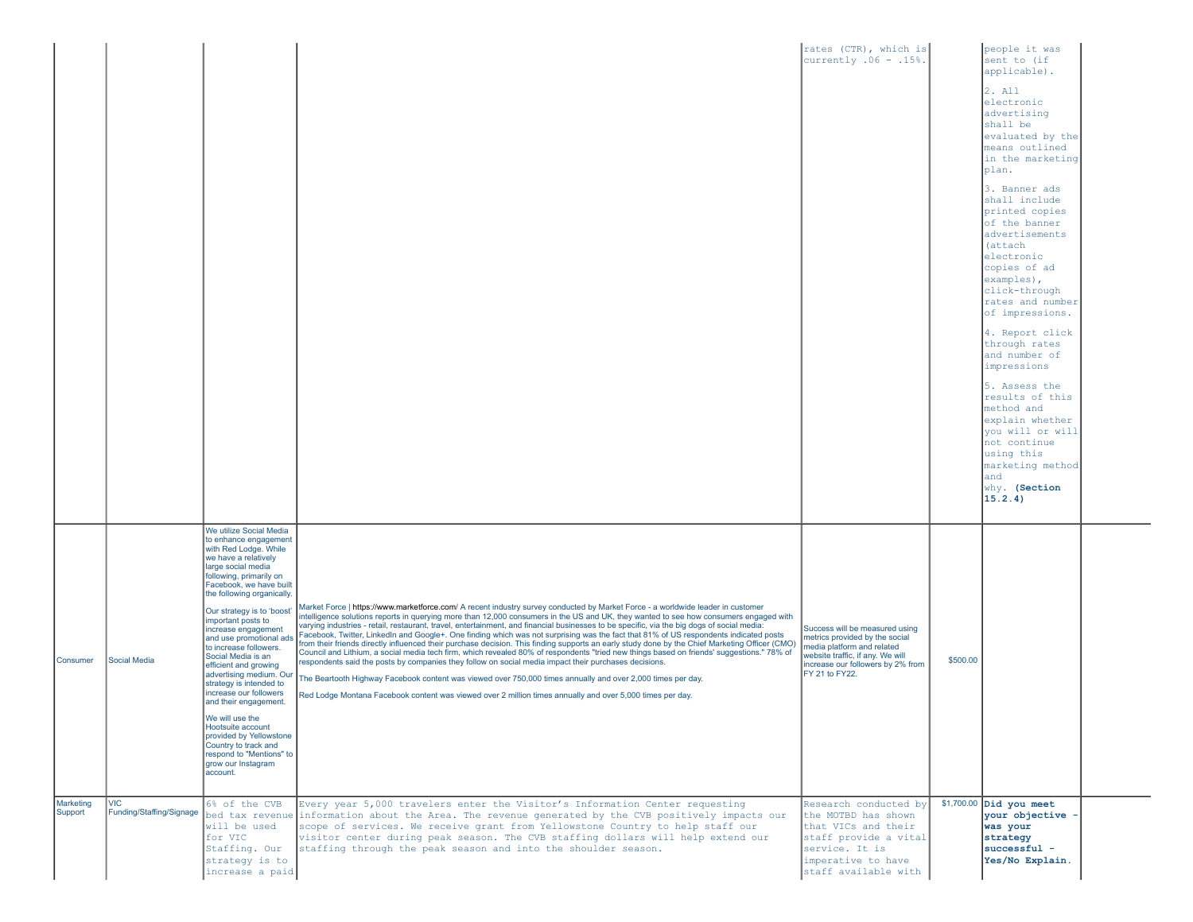| | | | | | | | |
|---|---|---|---|---|---|---|---|
| | | | | rates (CTR), which is currently .06 - .15%. | | people it was sent to (if applicable).<br><br>2. All electronic advertising shall be evaluated by the means outlined in the marketing plan.<br><br>3. Banner ads shall include printed copies of the banner advertisements (attach electronic copies of ad examples), click-through rates and number of impressions.<br><br>4. Report click through rates and number of impressions<br><br>5. Assess the results of this method and explain whether you will or will not continue using this marketing method and why. **(Section 15.2.4)** | |
| Consumer | Social Media | We utilize Social Media to enhance engagement with Red Lodge. While we have a relatively large social media following, primarily on Facebook, we have built the following organically.<br><br>Our strategy is to 'boost' important posts to increase engagement and use promotional ads to increase followers. Social Media is an efficient and growing advertising medium. Our strategy is intended to increase our followers and their engagement.<br><br>We will use the Hootsuite account provided by Yellowstone Country to track and respond to "Mentions" to grow our Instagram account. | Market Force \| https://www.marketforce.com/ A recent industry survey conducted by Market Force - a worldwide leader in customer intelligence solutions reports in querying more than 12,000 consumers in the US and UK, they wanted to see how consumers engaged with varying industries - retail, restaurant, travel, entertainment, and financial businesses to be specific, via the big dogs of social media: Facebook, Twitter, LinkedIn and Google+. One finding which was not surprising was the fact that 81% of US respondents indicated posts from their friends directly influenced their purchase decision. This finding supports an early study done by the Chief Marketing Officer (CMO) Council and Lithium, a social media tech firm, which revealed 80% of respondents "tried new things based on friends' suggestions." 78% of respondents said the posts by companies they follow on social media impact their purchases decisions.<br><br>The Beartooth Highway Facebook content was viewed over 750,000 times annually and over 2,000 times per day.<br><br>Red Lodge Montana Facebook content was viewed over 2 million times annually and over 5,000 times per day. | Success will be measured using metrics provided by the social media platform and related website traffic, if any. We will increase our followers by 2% from FY 21 to FY22. | $500.00 | | |
| Marketing Support | VIC Funding/Staffing/Signage | 6% of the CVB bed tax revenue will be used for VIC Staffing. Our strategy is to increase a paid | Every year 5,000 travelers enter the Visitor's Information Center requesting information about the Area. The revenue generated by the CVB positively impacts our scope of services. We receive grant from Yellowstone Country to help staff our visitor center during peak season. The CVB staffing dollars will help extend our staffing through the peak season and into the shoulder season. | Research conducted by the MOTBD has shown that VICs and their staff provide a vital service. It is imperative to have staff available with | $1,700.00 | **Did you meet your objective - was your strategy successful - Yes/No Explain.** | |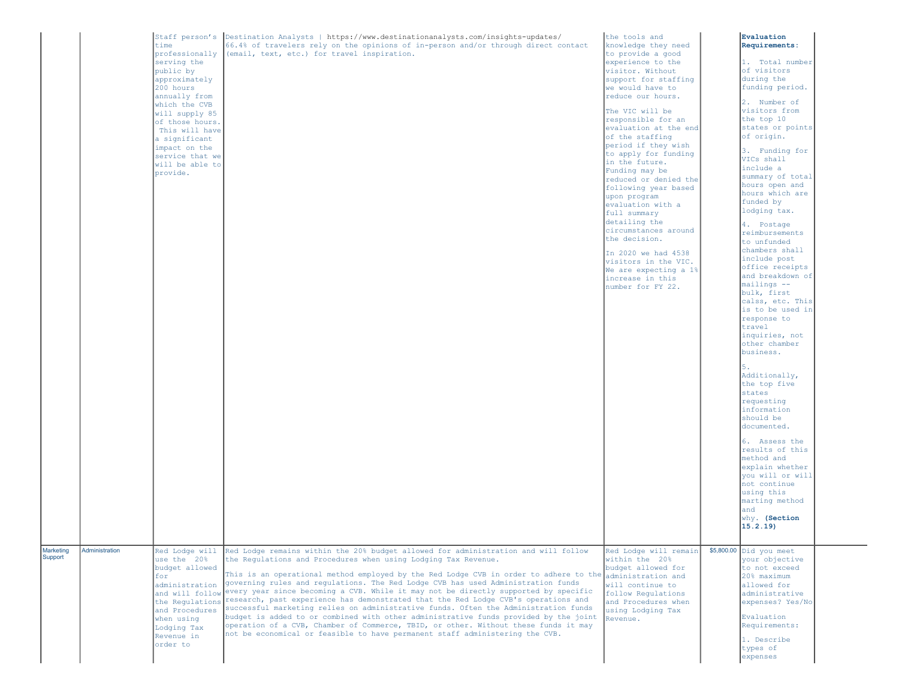| | | | | | | | |
|---|---|---|---|---|---|---|---|
| | | Staff person's time professionally serving the public by approximately 200 hours annually from which the CVB will supply 85 of those hours. This will have a significant impact on the service that we will be able to provide. | Destination Analysts \| https://www.destinationanalysts.com/insights-updates/ 66.4% of travelers rely on the opinions of in-person and/or through direct contact (email, text, etc.) for travel inspiration. | the tools and knowledge they need to provide a good experience to the visitor. Without support for staffing we would have to reduce our hours.<br><br>The VIC will be responsible for an evaluation at the end of the staffing period if they wish to apply for funding in the future. Funding may be reduced or denied the following year based upon program evaluation with a full summary detailing the circumstances around the decision.<br><br>In 2020 we had 4538 visitors in the VIC. We are expecting a 1% increase in this number for FY 22. | | **Evaluation Requirements:**<br><br>1. Total number of visitors during the funding period.<br><br>2. Number of visitors from the top 10 states or points of origin.<br><br>3. Funding for VICs shall include a summary of total hours open and hours which are funded by lodging tax.<br><br>4. Postage reimbursements to unfunded chambers shall include post office receipts and breakdown of mailings -- bulk, first calss, etc. This is to be used in response to travel inquiries, not other chamber business.<br><br>5. Additionally, the top five states requesting information should be documented.<br><br>6. Assess the results of this method and explain whether you will or will not continue using this marting method and why. **(Section 15.2.19)** | |
| Marketing Support | Administration | Red Lodge will use the 20% budget allowed for administration and will follow the Regulations and Procedures when using Lodging Tax Revenue in order to | Red Lodge remains within the 20% budget allowed for administration and will follow the Regulations and Procedures when using Lodging Tax Revenue.<br><br>This is an operational method employed by the Red Lodge CVB in order to adhere to the governing rules and regulations. The Red Lodge CVB has used Administration funds every year since becoming a CVB. While it may not be directly supported by specific research, past experience has demonstrated that the Red Lodge CVB's operations and successful marketing relies on administrative funds. Often the Administration funds budget is added to or combined with other administrative funds provided by the joint operation of a CVB, Chamber of Commerce, TBID, or other. Without these funds it may not be economical or feasible to have permanent staff administering the CVB. | Red Lodge will remain within the 20% budget allowed for administration and will continue to follow Regulations and Procedures when using Lodging Tax Revenue. | $5,800.00 | Did you meet your objective to not exceed 20% maximum allowed for administrative expenses? Yes/No<br><br>Evaluation Requirements:<br><br>1. Describe types of expenses | |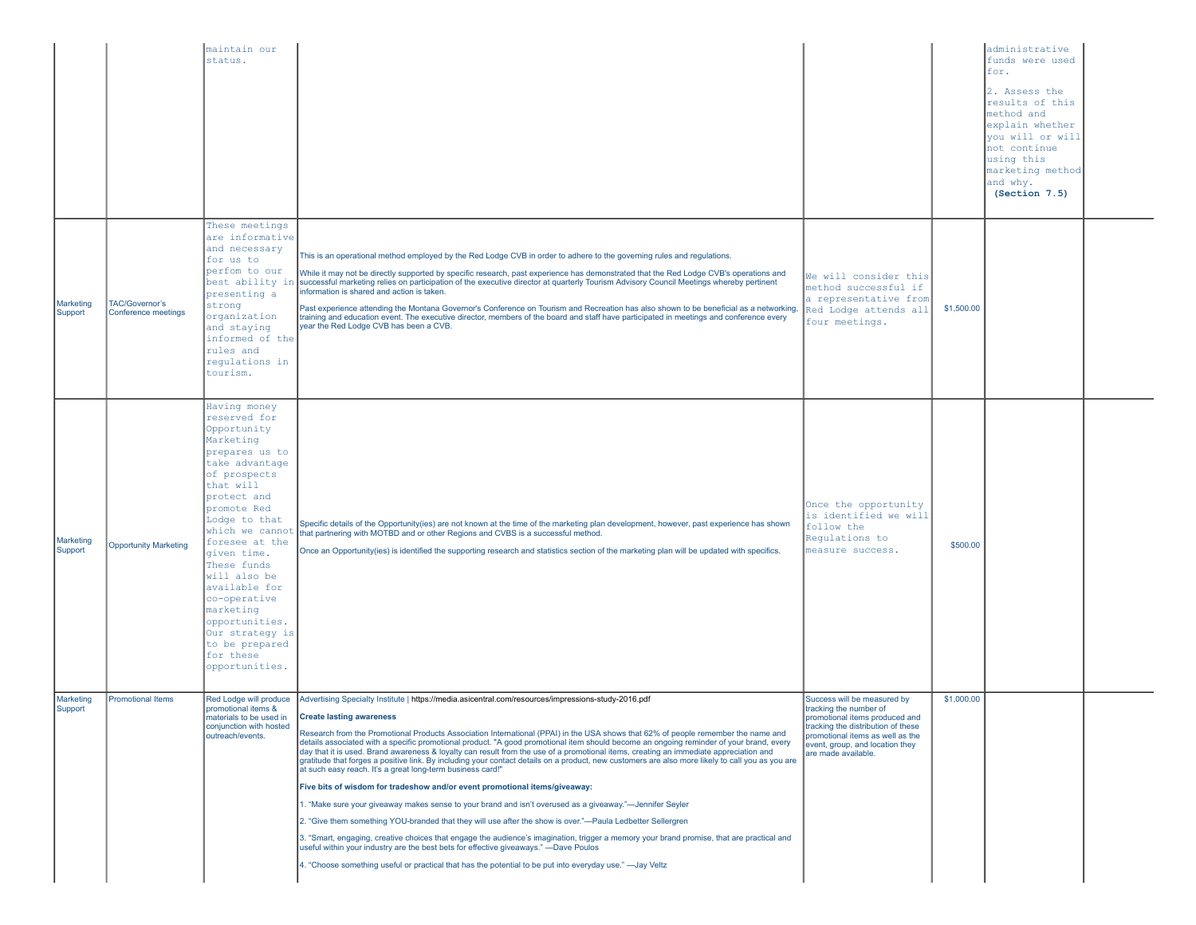| | | | | | | | |
|---|---|---|---|---|---|---|---|
| | | maintain our status. | | | | administrative funds were used for.<br><br>2. Assess the results of this method and explain whether you will or will not continue using this marketing method and why.<br>**(Section 7.5)** | |
| Marketing Support | TAC/Governor's Conference meetings | These meetings are informative and necessary for us to perfom to our best ability in presenting a strong organization and staying informed of the rules and regulations in tourism. | This is an operational method employed by the Red Lodge CVB in order to adhere to the governing rules and regulations.<br><br>While it may not be directly supported by specific research, past experience has demonstrated that the Red Lodge CVB's operations and successful marketing relies on participation of the executive director at quarterly Tourism Advisory Council Meetings whereby pertinent information is shared and action is taken.<br><br>Past experience attending the Montana Governor's Conference on Tourism and Recreation has also shown to be beneficial as a networking, training and education event. The executive director, members of the board and staff have participated in meetings and conference every year the Red Lodge CVB has been a CVB. | We will consider this method successful if a representative from Red Lodge attends all four meetings. | $1,500.00 | | |
| Marketing Support | Opportunity Marketing | Having money reserved for Opportunity Marketing prepares us to take advantage of prospects that will protect and promote Red Lodge to that which we cannot foresee at the given time. These funds will also be available for co-operative marketing opportunities. Our strategy is to be prepared for these opportunities. | Specific details of the Opportunity(ies) are not known at the time of the marketing plan development, however, past experience has shown that partnering with MOTBD and or other Regions and CVBS is a successful method.<br><br>Once an Opportunity(ies) is identified the supporting research and statistics section of the marketing plan will be updated with specifics. | Once the opportunity is identified we will follow the Regulations to measure success. | $500.00 | | |
| Marketing Support | Promotional Items | Red Lodge will produce promotional items & materials to be used in conjunction with hosted outreach/events. | Advertising Specialty Institute \| https://media.asicentral.com/resources/impressions-study-2016.pdf<br><br>**Create lasting awareness**<br><br>Research from the Promotional Products Association International (PPAI) in the USA shows that 62% of people remember the name and details associated with a specific promotional product. "A good promotional item should become an ongoing reminder of your brand, every day that it is used. Brand awareness & loyalty can result from the use of a promotional items, creating an immediate appreciation and gratitude that forges a positive link. By including your contact details on a product, new customers are also more likely to call you as you are at such easy reach. It's a great long-term business card!"<br><br>**Five bits of wisdom for tradeshow and/or event promotional items/giveaway:**<br><br>1. "Make sure your giveaway makes sense to your brand and isn't overused as a giveaway."—Jennifer Seyler<br><br>2. "Give them something YOU-branded that they will use after the show is over."—Paula Ledbetter Sellergren<br><br>3. "Smart, engaging, creative choices that engage the audience's imagination, trigger a memory your brand promise, that are practical and useful within your industry are the best bets for effective giveaways." —Dave Poulos<br><br>4. "Choose something useful or practical that has the potential to be put into everyday use." —Jay Veltz | Success will be measured by tracking the number of promotional items produced and tracking the distribution of these promotional items as well as the event, group, and location they are made available. | $1,000.00 | | |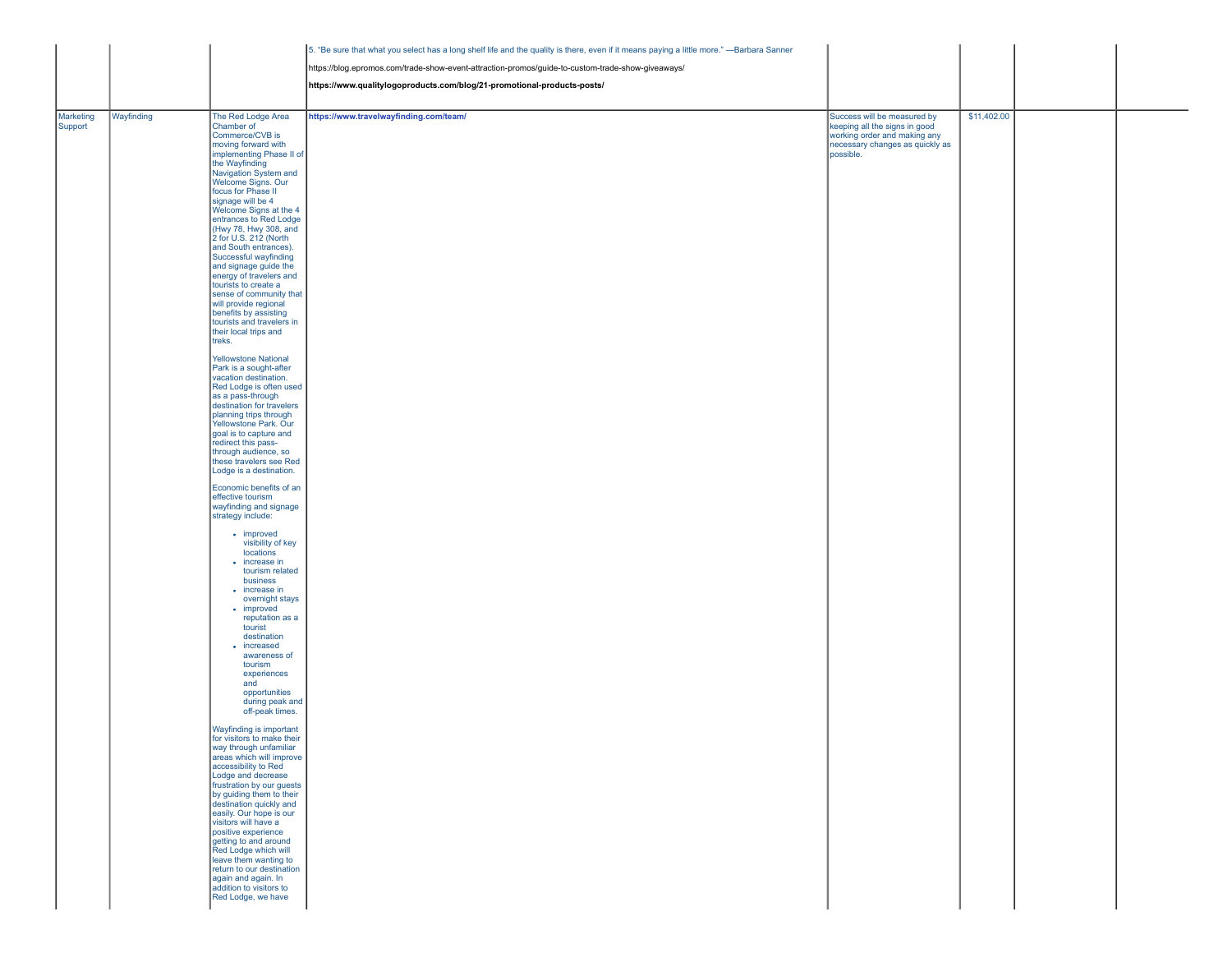| | | | | | | | |
|---|---|---|---|---|---|---|---|
| | | | 5. "Be sure that what you select has a long shelf life and the quality is there, even if it means paying a little more." —Barbara Sanner<br><br>https://blog.epromos.com/trade-show-event-attraction-promos/guide-to-custom-trade-show-giveaways/<br><br>**https://www.qualitylogoproducts.com/blog/21-promotional-products-posts/** | | | | |
| Marketing Support | Wayfinding | The Red Lodge Area Chamber of Commerce/CVB is moving forward with implementing Phase II of the Wayfinding Navigation System and Welcome Signs. Our focus for Phase II signage will be 4 Welcome Signs at the 4 entrances to Red Lodge (Hwy 78, Hwy 308, and 2 for U.S. 212 (North and South entrances). Successful wayfinding and signage guide the energy of travelers and tourists to create a sense of community that will provide regional benefits by assisting tourists and travelers in their local trips and treks.<br><br>Yellowstone National Park is a sought-after vacation destination. Red Lodge is often used as a pass-through destination for travelers planning trips through Yellowstone Park. Our goal is to capture and redirect this pass-through audience, so these travelers see Red Lodge is a destination.<br><br>Economic benefits of an effective tourism wayfinding and signage strategy include:<br><br>• improved visibility of key locations<br>• increase in tourism related business<br>• increase in overnight stays<br>• improved reputation as a tourist destination<br>• increased awareness of tourism experiences and opportunities during peak and off-peak times.<br><br>Wayfinding is important for visitors to make their way through unfamiliar areas which will improve accessibility to Red Lodge and decrease frustration by our guests by guiding them to their destination quickly and easily. Our hope is our visitors will have a positive experience getting to and around Red Lodge which will leave them wanting to return to our destination again and again. In addition to visitors to Red Lodge, we have | **https://www.travelwayfinding.com/team/** | Success will be measured by keeping all the signs in good working order and making any necessary changes as quickly as possible. | $11,402.00 | | |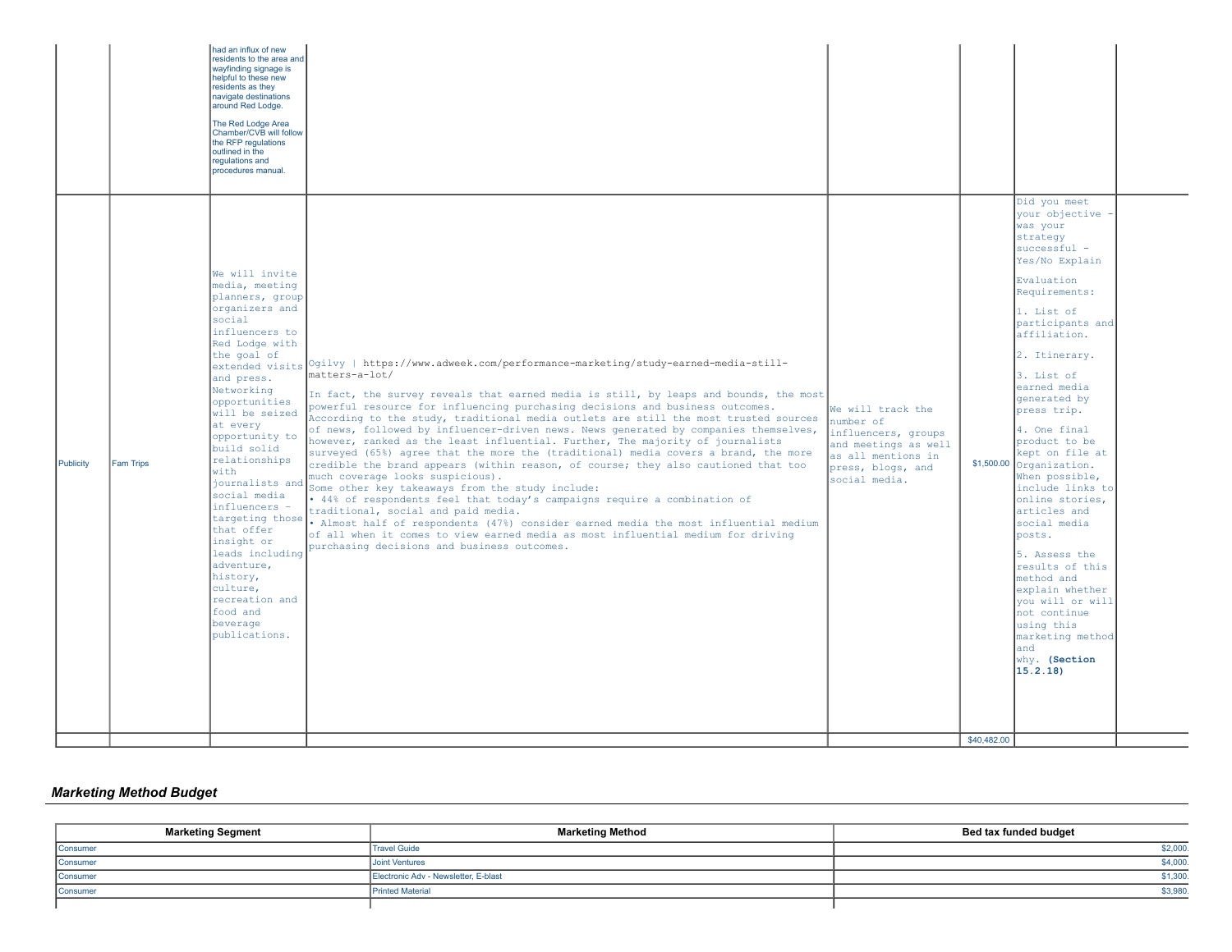| | | | | | | | |
|---|---|---|---|---|---|---|---|
| | | had an influx of new residents to the area and wayfinding signage is helpful to these new residents as they navigate destinations around Red Lodge.<br><br>The Red Lodge Area Chamber/CVB will follow the RFP regulations outlined in the regulations and procedures manual. | | | | | |
| Publicity | Fam Trips | We will invite media, meeting planners, group organizers and social influencers to Red Lodge with the goal of extended visits and press. Networking opportunities will be seized at every opportunity to build solid relationships with journalists and social media influencers - targeting those that offer insight or leads including adventure, history, culture, recreation and food and beverage publications. | Ogilvy \| https://www.adweek.com/performance-marketing/study-earned-media-still-matters-a-lot/<br><br>In fact, the survey reveals that earned media is still, by leaps and bounds, the most powerful resource for influencing purchasing decisions and business outcomes. According to the study, traditional media outlets are still the most trusted sources of news, followed by influencer-driven news. News generated by companies themselves, however, ranked as the least influential. Further, The majority of journalists surveyed (65%) agree that the more the (traditional) media covers a brand, the more credible the brand appears (within reason, of course; they also cautioned that too much coverage looks suspicious).<br>Some other key takeaways from the study include:<br>• 44% of respondents feel that today's campaigns require a combination of traditional, social and paid media.<br>• Almost half of respondents (47%) consider earned media the most influential medium of all when it comes to view earned media as most influential medium for driving purchasing decisions and business outcomes. | We will track the number of influencers, groups and meetings as well as all mentions in press, blogs, and social media. | $1,500.00 | Did you meet your objective - was your strategy successful - Yes/No Explain<br><br>Evaluation Requirements:<br><br>1. List of participants and affiliation.<br><br>2. Itinerary.<br><br>3. List of earned media generated by press trip.<br><br>4. One final product to be kept on file at Organization. When possible, include links to online stories, articles and social media posts.<br><br>5. Assess the results of this method and explain whether you will or will not continue using this marketing method and why. **(Section 15.2.18)** | |
| | | | | | $40,482.00 | | |

## *Marketing Method Budget*

| Marketing Segment | Marketing Method | Bed tax funded budget |
|---|---|---|
| Consumer | Travel Guide | $2,000. |
| Consumer | Joint Ventures | $4,000. |
| Consumer | Electronic Adv - Newsletter, E-blast | $1,300. |
| Consumer | Printed Material | $3,980. |
| | | |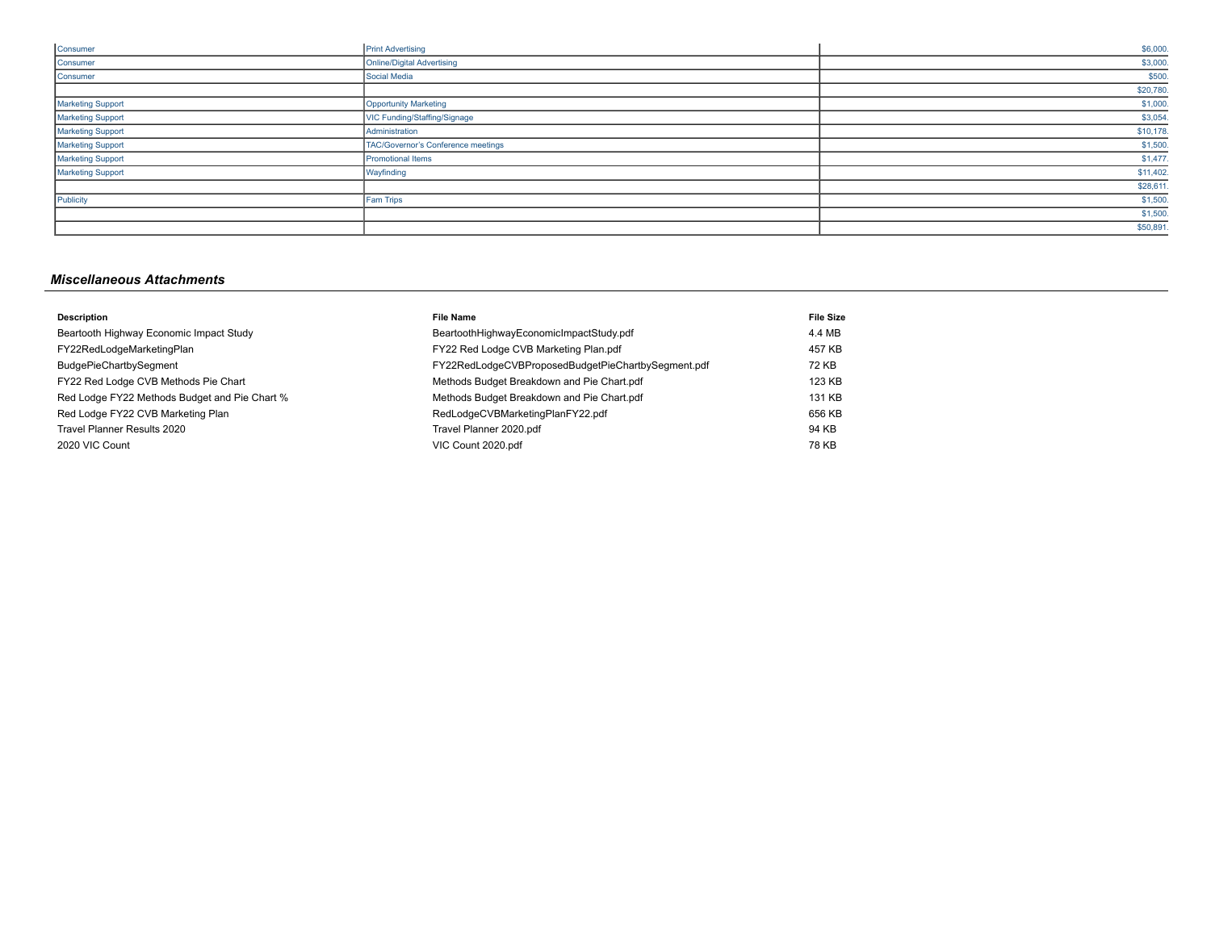| | | |
|---|---|---|
| Consumer | Print Advertising | $6,000. |
| Consumer | Online/Digital Advertising | $3,000. |
| Consumer | Social Media | $500. |
| | | $20,780. |
| Marketing Support | Opportunity Marketing | $1,000. |
| Marketing Support | VIC Funding/Staffing/Signage | $3,054. |
| Marketing Support | Administration | $10,178. |
| Marketing Support | TAC/Governor's Conference meetings | $1,500. |
| Marketing Support | Promotional Items | $1,477. |
| Marketing Support | Wayfinding | $11,402. |
| | | $28,611. |
| Publicity | Fam Trips | $1,500. |
| | | $1,500. |
| | | $50,891. |

### *Miscellaneous Attachments*

| Description | File Name | File Size |
|---|---|---|
| Beartooth Highway Economic Impact Study | BeartoothHighwayEconomicImpactStudy.pdf | 4.4 MB |
| FY22RedLodgeMarketingPlan | FY22 Red Lodge CVB Marketing Plan.pdf | 457 KB |
| BudgePieChartbySegment | FY22RedLodgeCVBProposedBudgetPieChartbySegment.pdf | 72 KB |
| FY22 Red Lodge CVB Methods Pie Chart | Methods Budget Breakdown and Pie Chart.pdf | 123 KB |
| Red Lodge FY22 Methods Budget and Pie Chart % | Methods Budget Breakdown and Pie Chart.pdf | 131 KB |
| Red Lodge FY22 CVB Marketing Plan | RedLodgeCVBMarketingPlanFY22.pdf | 656 KB |
| Travel Planner Results 2020 | Travel Planner 2020.pdf | 94 KB |
| 2020 VIC Count | VIC Count 2020.pdf | 78 KB |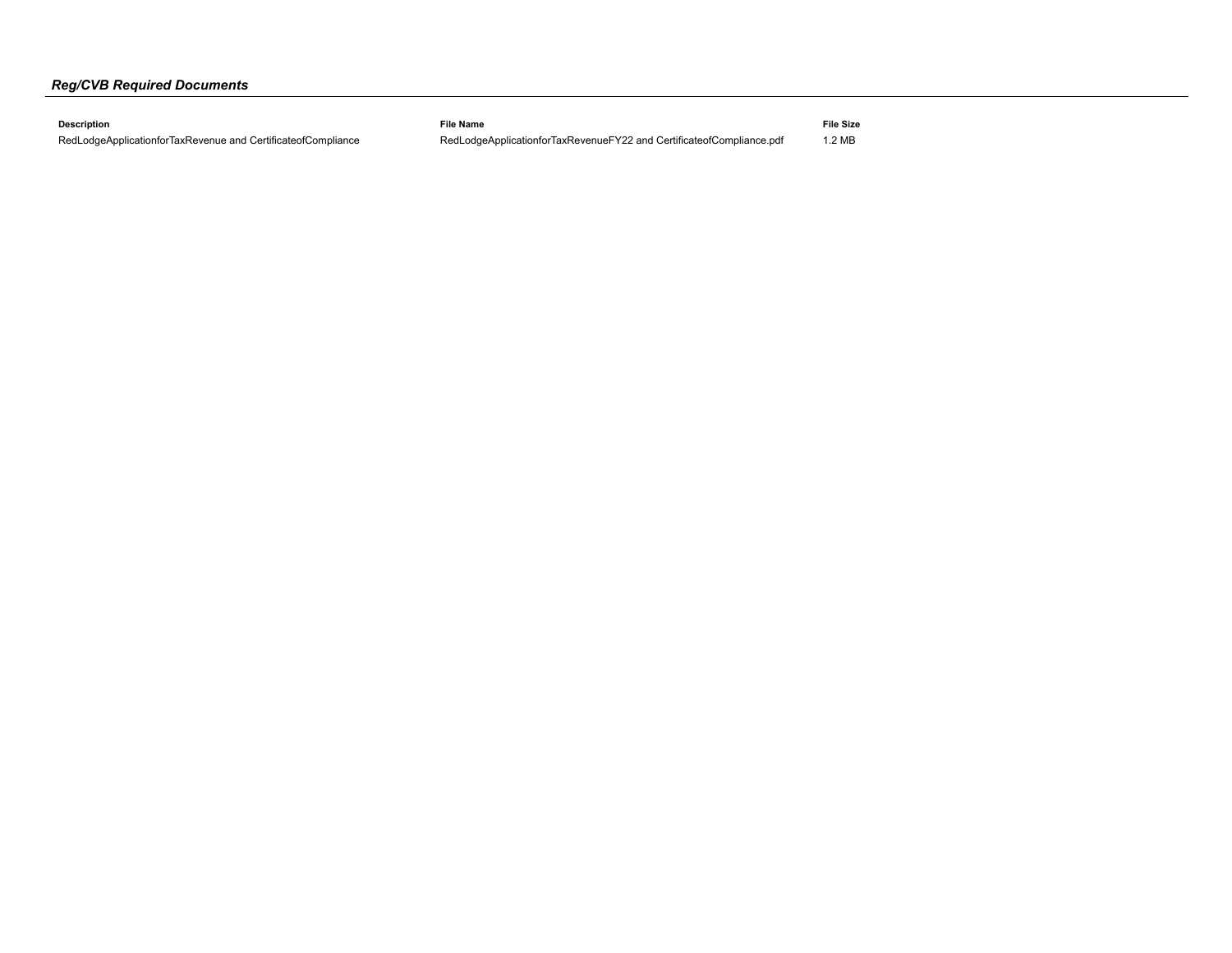### *Reg/CVB Required Documents*

| Description | File Name | File Size |
| --- | --- | --- |
| RedLodgeApplicationforTaxRevenue and CertificateofCompliance | RedLodgeApplicationforTaxRevenueFY22 and CertificateofCompliance.pdf | 1.2 MB |